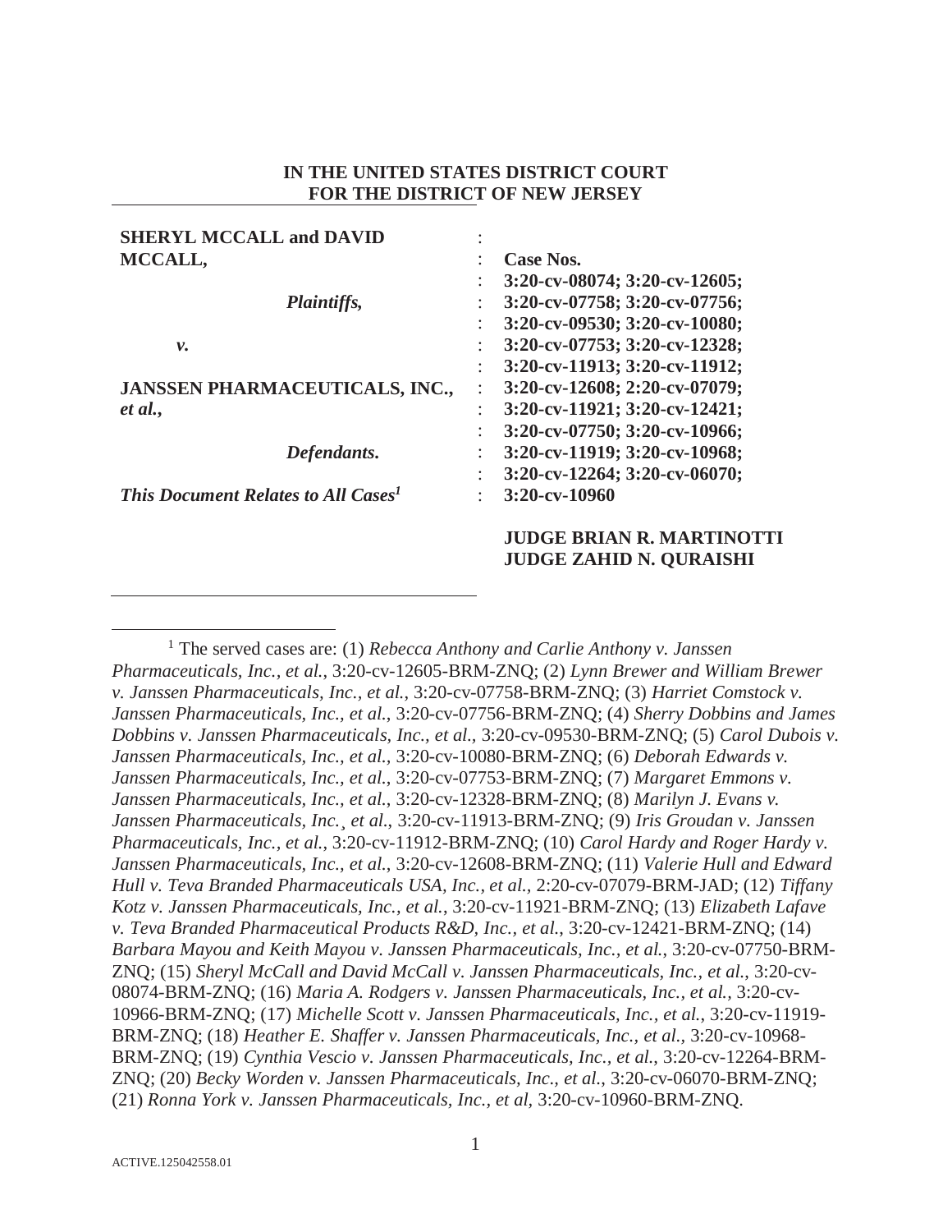**IN THE UNITED STATES DISTRICT COURT**
**FOR THE DISTRICT OF NEW JERSEY**

| | | |
|---|---|---|
| **SHERYL MCCALL and DAVID MCCALL,** | : | **Case Nos.** |
| ***Plaintiffs,*** | : | **3:20-cv-08074; 3:20-cv-12605;** |
| | : | **3:20-cv-07758; 3:20-cv-07756;** |
| ***v.*** | : | **3:20-cv-09530; 3:20-cv-10080;** |
| | : | **3:20-cv-07753; 3:20-cv-12328;** |
| **JANSSEN PHARMACEUTICALS, INC., *et al.*,** | : | **3:20-cv-11913; 3:20-cv-11912;** |
| | : | **3:20-cv-12608; 2:20-cv-07079;** |
| ***Defendants.*** | : | **3:20-cv-11921; 3:20-cv-12421;** |
| | : | **3:20-cv-07750; 3:20-cv-10966;** |
| | : | **3:20-cv-11919; 3:20-cv-10968;** |
| | : | **3:20-cv-12264; 3:20-cv-06070;** |
| ***This Document Relates to All Cases*[1]** | : | **3:20-cv-10960** |

**JUDGE BRIAN R. MARTINOTTI**
**JUDGE ZAHID N. QURAISHI**

---

[1] The served cases are: (1) *Rebecca Anthony and Carlie Anthony v. Janssen Pharmaceuticals, Inc., et al.*, 3:20-cv-12605-BRM-ZNQ; (2) *Lynn Brewer and William Brewer v. Janssen Pharmaceuticals, Inc., et al.*, 3:20-cv-07758-BRM-ZNQ; (3) *Harriet Comstock v. Janssen Pharmaceuticals, Inc., et al.*, 3:20-cv-07756-BRM-ZNQ; (4) *Sherry Dobbins and James Dobbins v. Janssen Pharmaceuticals, Inc., et al.*, 3:20-cv-09530-BRM-ZNQ; (5) *Carol Dubois v. Janssen Pharmaceuticals, Inc., et al.*, 3:20-cv-10080-BRM-ZNQ; (6) *Deborah Edwards v. Janssen Pharmaceuticals, Inc., et al.*, 3:20-cv-07753-BRM-ZNQ; (7) *Margaret Emmons v. Janssen Pharmaceuticals, Inc., et al.*, 3:20-cv-12328-BRM-ZNQ; (8) *Marilyn J. Evans v. Janssen Pharmaceuticals, Inc.¸ et al.*, 3:20-cv-11913-BRM-ZNQ; (9) *Iris Groudan v. Janssen Pharmaceuticals, Inc., et al.*, 3:20-cv-11912-BRM-ZNQ; (10) *Carol Hardy and Roger Hardy v. Janssen Pharmaceuticals, Inc., et al.*, 3:20-cv-12608-BRM-ZNQ; (11) *Valerie Hull and Edward Hull v. Teva Branded Pharmaceuticals USA, Inc., et al.*, 2:20-cv-07079-BRM-JAD; (12) *Tiffany Kotz v. Janssen Pharmaceuticals, Inc., et al.*, 3:20-cv-11921-BRM-ZNQ; (13) *Elizabeth Lafave v. Teva Branded Pharmaceutical Products R&D, Inc., et al.*, 3:20-cv-12421-BRM-ZNQ; (14) *Barbara Mayou and Keith Mayou v. Janssen Pharmaceuticals, Inc., et al.*, 3:20-cv-07750-BRM-ZNQ; (15) *Sheryl McCall and David McCall v. Janssen Pharmaceuticals, Inc., et al.*, 3:20-cv-08074-BRM-ZNQ; (16) *Maria A. Rodgers v. Janssen Pharmaceuticals, Inc., et al.*, 3:20-cv-10966-BRM-ZNQ; (17) *Michelle Scott v. Janssen Pharmaceuticals, Inc., et al.*, 3:20-cv-11919-BRM-ZNQ; (18) *Heather E. Shaffer v. Janssen Pharmaceuticals, Inc., et al.*, 3:20-cv-10968-BRM-ZNQ; (19) *Cynthia Vescio v. Janssen Pharmaceuticals, Inc., et al.*, 3:20-cv-12264-BRM-ZNQ; (20) *Becky Worden v. Janssen Pharmaceuticals, Inc., et al.*, 3:20-cv-06070-BRM-ZNQ; (21) *Ronna York v. Janssen Pharmaceuticals, Inc., et al*, 3:20-cv-10960-BRM-ZNQ.

ACTIVE.125042558.01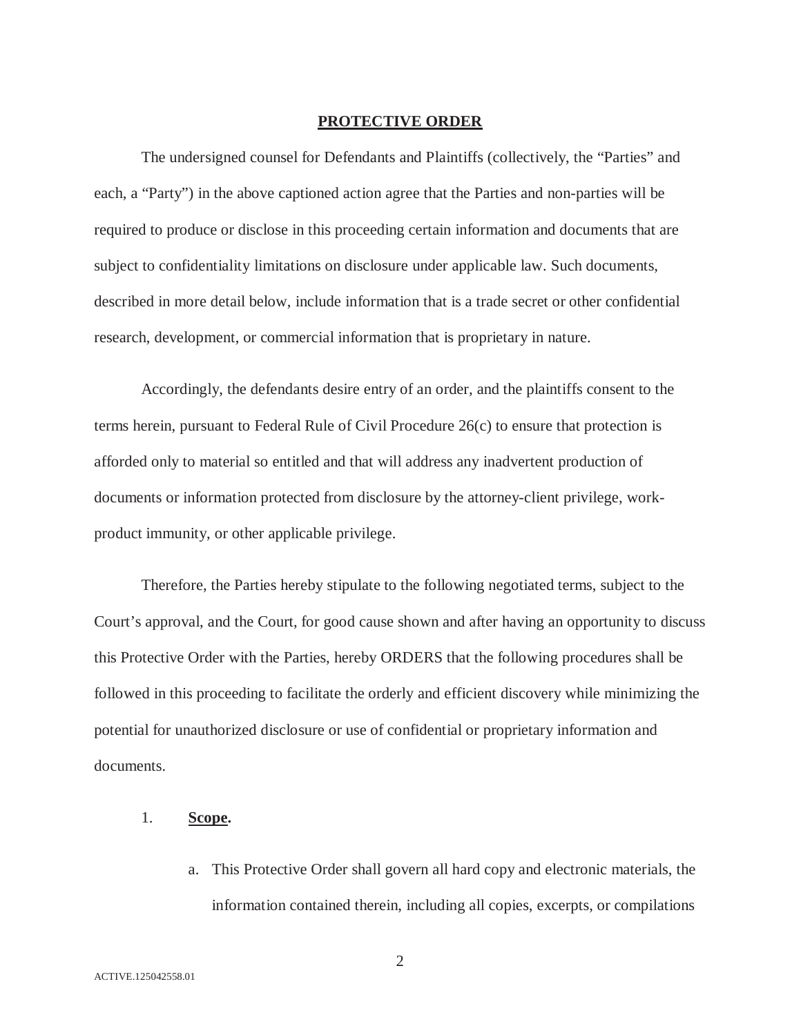**PROTECTIVE ORDER**

The undersigned counsel for Defendants and Plaintiffs (collectively, the "Parties" and each, a "Party") in the above captioned action agree that the Parties and non-parties will be required to produce or disclose in this proceeding certain information and documents that are subject to confidentiality limitations on disclosure under applicable law. Such documents, described in more detail below, include information that is a trade secret or other confidential research, development, or commercial information that is proprietary in nature.

Accordingly, the defendants desire entry of an order, and the plaintiffs consent to the terms herein, pursuant to Federal Rule of Civil Procedure 26(c) to ensure that protection is afforded only to material so entitled and that will address any inadvertent production of documents or information protected from disclosure by the attorney-client privilege, work-product immunity, or other applicable privilege.

Therefore, the Parties hereby stipulate to the following negotiated terms, subject to the Court's approval, and the Court, for good cause shown and after having an opportunity to discuss this Protective Order with the Parties, hereby ORDERS that the following procedures shall be followed in this proceeding to facilitate the orderly and efficient discovery while minimizing the potential for unauthorized disclosure or use of confidential or proprietary information and documents.

1. **Scope.**

   a. This Protective Order shall govern all hard copy and electronic materials, the information contained therein, including all copies, excerpts, or compilations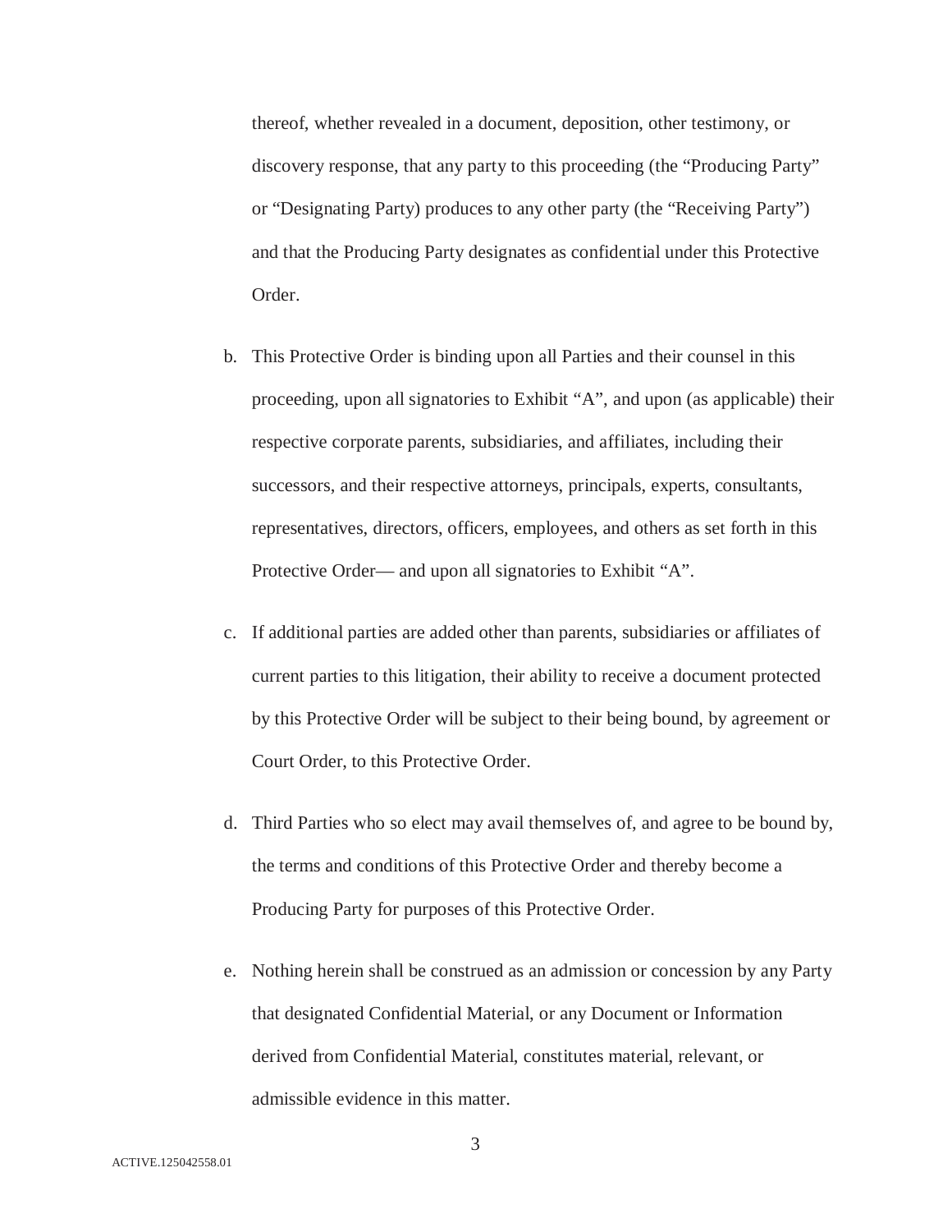thereof, whether revealed in a document, deposition, other testimony, or discovery response, that any party to this proceeding (the "Producing Party" or "Designating Party) produces to any other party (the "Receiving Party") and that the Producing Party designates as confidential under this Protective Order.

b. This Protective Order is binding upon all Parties and their counsel in this proceeding, upon all signatories to Exhibit "A", and upon (as applicable) their respective corporate parents, subsidiaries, and affiliates, including their successors, and their respective attorneys, principals, experts, consultants, representatives, directors, officers, employees, and others as set forth in this Protective Order— and upon all signatories to Exhibit "A".

c. If additional parties are added other than parents, subsidiaries or affiliates of current parties to this litigation, their ability to receive a document protected by this Protective Order will be subject to their being bound, by agreement or Court Order, to this Protective Order.

d. Third Parties who so elect may avail themselves of, and agree to be bound by, the terms and conditions of this Protective Order and thereby become a Producing Party for purposes of this Protective Order.

e. Nothing herein shall be construed as an admission or concession by any Party that designated Confidential Material, or any Document or Information derived from Confidential Material, constitutes material, relevant, or admissible evidence in this matter.

ACTIVE.125042558.01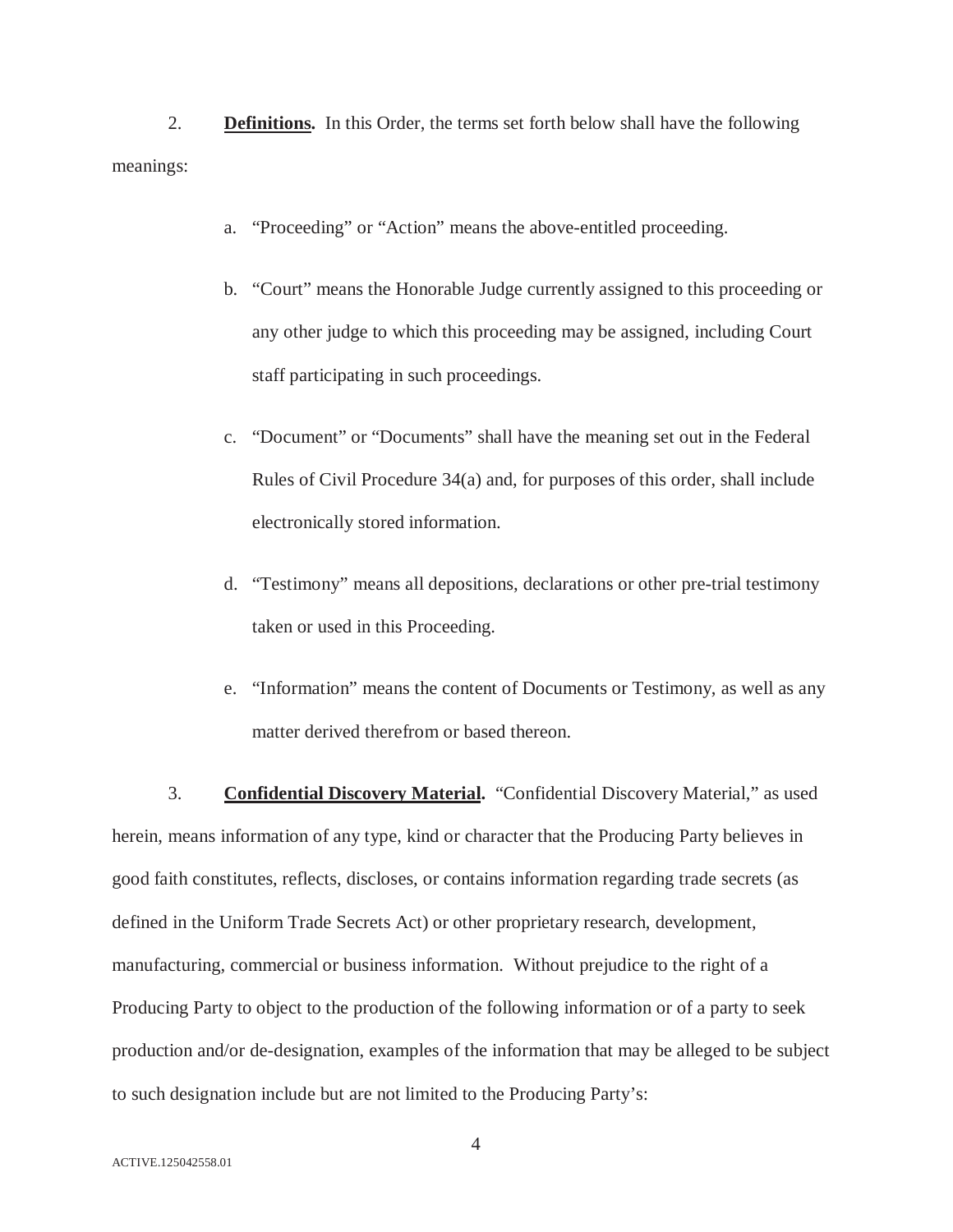2. **Definitions.** In this Order, the terms set forth below shall have the following meanings:

a. "Proceeding" or "Action" means the above-entitled proceeding.

b. "Court" means the Honorable Judge currently assigned to this proceeding or any other judge to which this proceeding may be assigned, including Court staff participating in such proceedings.

c. "Document" or "Documents" shall have the meaning set out in the Federal Rules of Civil Procedure 34(a) and, for purposes of this order, shall include electronically stored information.

d. "Testimony" means all depositions, declarations or other pre-trial testimony taken or used in this Proceeding.

e. "Information" means the content of Documents or Testimony, as well as any matter derived therefrom or based thereon.

3. **Confidential Discovery Material.** "Confidential Discovery Material," as used herein, means information of any type, kind or character that the Producing Party believes in good faith constitutes, reflects, discloses, or contains information regarding trade secrets (as defined in the Uniform Trade Secrets Act) or other proprietary research, development, manufacturing, commercial or business information. Without prejudice to the right of a Producing Party to object to the production of the following information or of a party to seek production and/or de-designation, examples of the information that may be alleged to be subject to such designation include but are not limited to the Producing Party's:

ACTIVE.125042558.01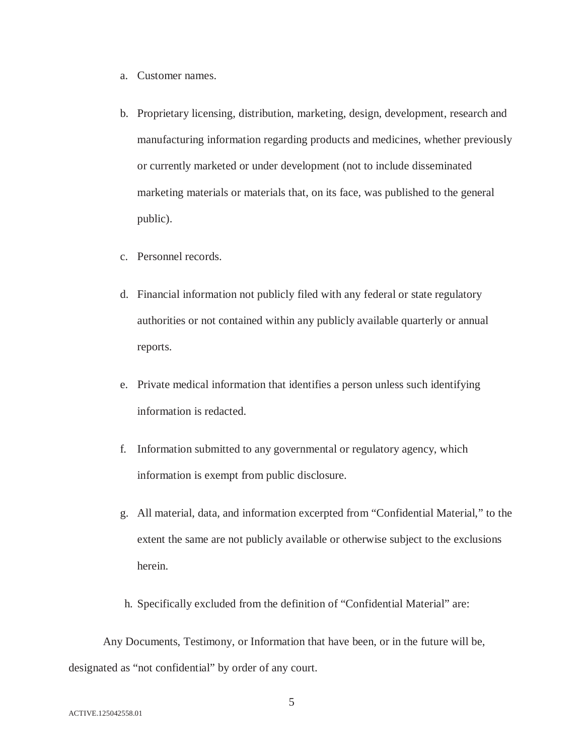a. Customer names.

b. Proprietary licensing, distribution, marketing, design, development, research and manufacturing information regarding products and medicines, whether previously or currently marketed or under development (not to include disseminated marketing materials or materials that, on its face, was published to the general public).

c. Personnel records.

d. Financial information not publicly filed with any federal or state regulatory authorities or not contained within any publicly available quarterly or annual reports.

e. Private medical information that identifies a person unless such identifying information is redacted.

f. Information submitted to any governmental or regulatory agency, which information is exempt from public disclosure.

g. All material, data, and information excerpted from "Confidential Material," to the extent the same are not publicly available or otherwise subject to the exclusions herein.

h. Specifically excluded from the definition of "Confidential Material" are:

Any Documents, Testimony, or Information that have been, or in the future will be, designated as "not confidential" by order of any court.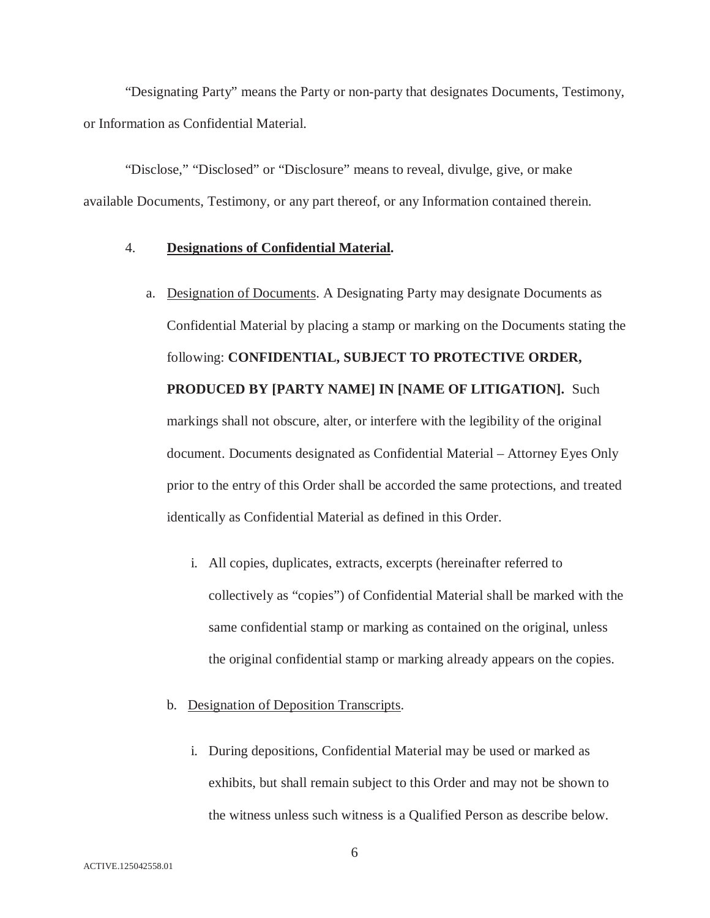"Designating Party" means the Party or non-party that designates Documents, Testimony, or Information as Confidential Material.

"Disclose," "Disclosed" or "Disclosure" means to reveal, divulge, give, or make available Documents, Testimony, or any part thereof, or any Information contained therein.

4. **Designations of Confidential Material.**

a. Designation of Documents. A Designating Party may designate Documents as Confidential Material by placing a stamp or marking on the Documents stating the following: **CONFIDENTIAL, SUBJECT TO PROTECTIVE ORDER, PRODUCED BY [PARTY NAME] IN [NAME OF LITIGATION].** Such markings shall not obscure, alter, or interfere with the legibility of the original document. Documents designated as Confidential Material – Attorney Eyes Only prior to the entry of this Order shall be accorded the same protections, and treated identically as Confidential Material as defined in this Order.

   i. All copies, duplicates, extracts, excerpts (hereinafter referred to collectively as "copies") of Confidential Material shall be marked with the same confidential stamp or marking as contained on the original, unless the original confidential stamp or marking already appears on the copies.

b. Designation of Deposition Transcripts.

   i. During depositions, Confidential Material may be used or marked as exhibits, but shall remain subject to this Order and may not be shown to the witness unless such witness is a Qualified Person as describe below.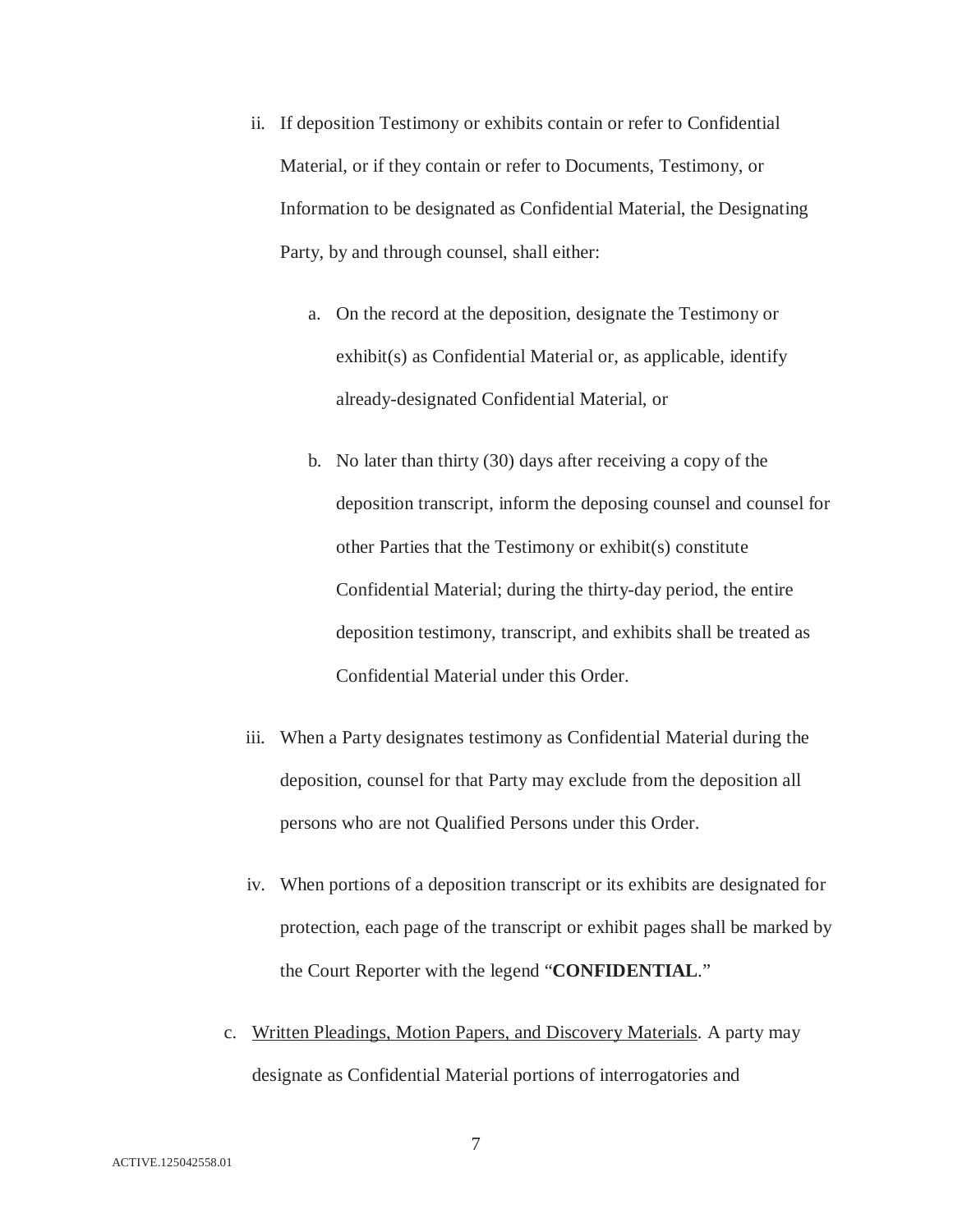ii. If deposition Testimony or exhibits contain or refer to Confidential Material, or if they contain or refer to Documents, Testimony, or Information to be designated as Confidential Material, the Designating Party, by and through counsel, shall either:

   a. On the record at the deposition, designate the Testimony or exhibit(s) as Confidential Material or, as applicable, identify already-designated Confidential Material, or

   b. No later than thirty (30) days after receiving a copy of the deposition transcript, inform the deposing counsel and counsel for other Parties that the Testimony or exhibit(s) constitute Confidential Material; during the thirty-day period, the entire deposition testimony, transcript, and exhibits shall be treated as Confidential Material under this Order.

iii. When a Party designates testimony as Confidential Material during the deposition, counsel for that Party may exclude from the deposition all persons who are not Qualified Persons under this Order.

iv. When portions of a deposition transcript or its exhibits are designated for protection, each page of the transcript or exhibit pages shall be marked by the Court Reporter with the legend "**CONFIDENTIAL**."

c. Written Pleadings, Motion Papers, and Discovery Materials. A party may designate as Confidential Material portions of interrogatories and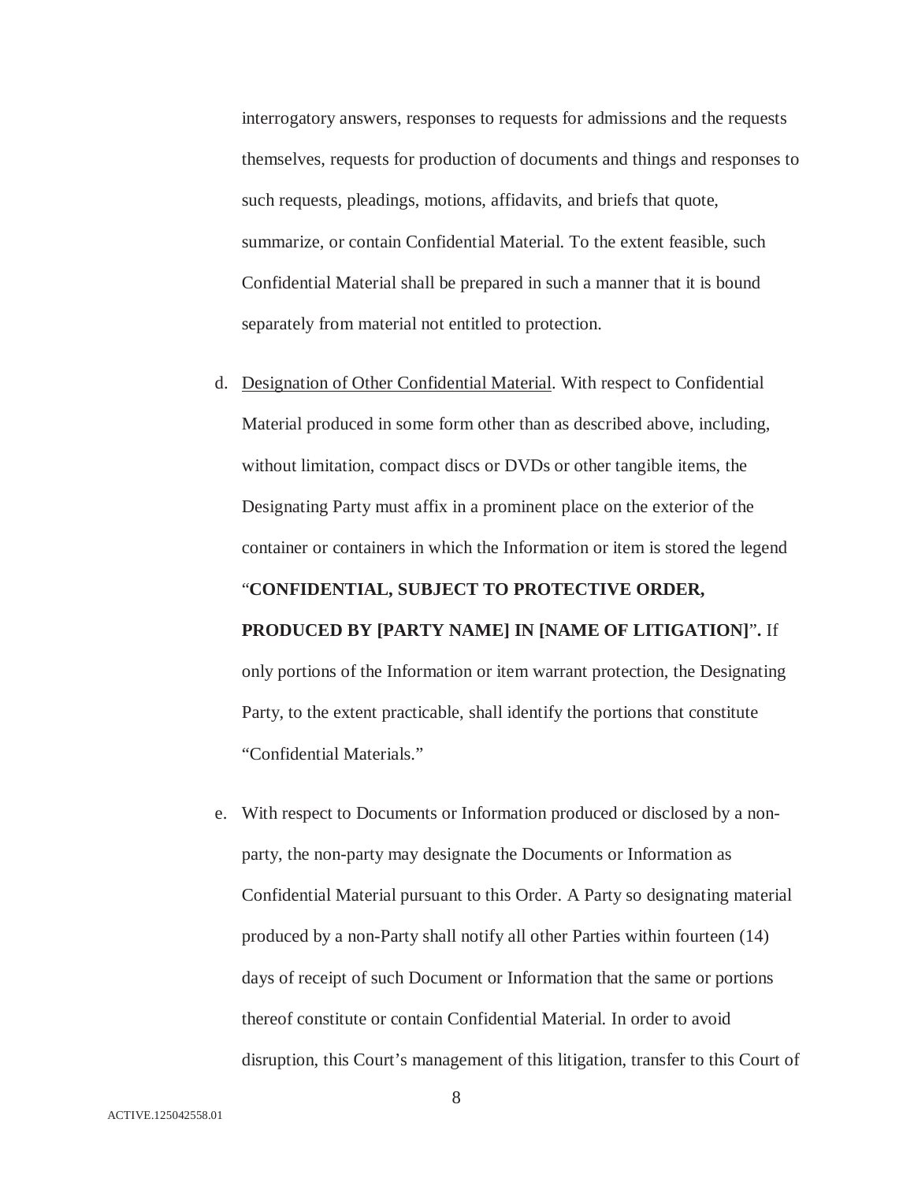interrogatory answers, responses to requests for admissions and the requests themselves, requests for production of documents and things and responses to such requests, pleadings, motions, affidavits, and briefs that quote, summarize, or contain Confidential Material. To the extent feasible, such Confidential Material shall be prepared in such a manner that it is bound separately from material not entitled to protection.

d. Designation of Other Confidential Material. With respect to Confidential Material produced in some form other than as described above, including, without limitation, compact discs or DVDs or other tangible items, the Designating Party must affix in a prominent place on the exterior of the container or containers in which the Information or item is stored the legend "**CONFIDENTIAL, SUBJECT TO PROTECTIVE ORDER, PRODUCED BY [PARTY NAME] IN [NAME OF LITIGATION]**"**.** If only portions of the Information or item warrant protection, the Designating Party, to the extent practicable, shall identify the portions that constitute "Confidential Materials."

e. With respect to Documents or Information produced or disclosed by a non-party, the non-party may designate the Documents or Information as Confidential Material pursuant to this Order. A Party so designating material produced by a non-Party shall notify all other Parties within fourteen (14) days of receipt of such Document or Information that the same or portions thereof constitute or contain Confidential Material. In order to avoid disruption, this Court's management of this litigation, transfer to this Court of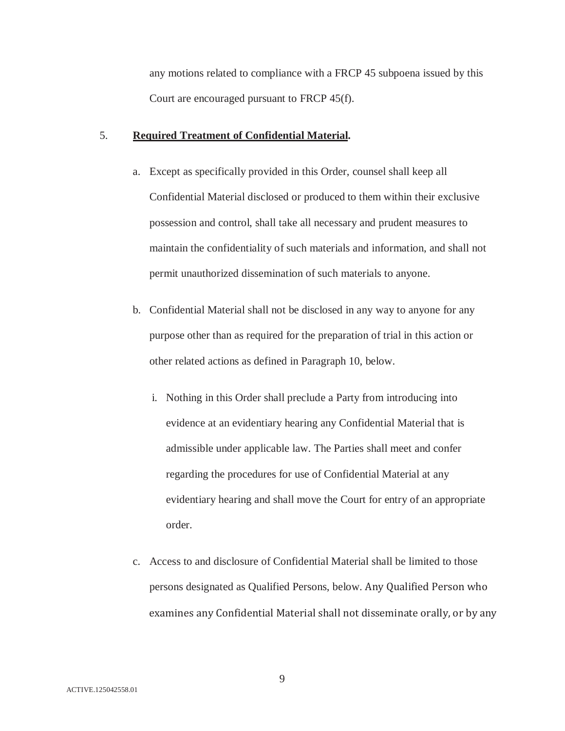any motions related to compliance with a FRCP 45 subpoena issued by this Court are encouraged pursuant to FRCP 45(f).

5. **Required Treatment of Confidential Material.**

a. Except as specifically provided in this Order, counsel shall keep all Confidential Material disclosed or produced to them within their exclusive possession and control, shall take all necessary and prudent measures to maintain the confidentiality of such materials and information, and shall not permit unauthorized dissemination of such materials to anyone.

b. Confidential Material shall not be disclosed in any way to anyone for any purpose other than as required for the preparation of trial in this action or other related actions as defined in Paragraph 10, below.

i. Nothing in this Order shall preclude a Party from introducing into evidence at an evidentiary hearing any Confidential Material that is admissible under applicable law. The Parties shall meet and confer regarding the procedures for use of Confidential Material at any evidentiary hearing and shall move the Court for entry of an appropriate order.

c. Access to and disclosure of Confidential Material shall be limited to those persons designated as Qualified Persons, below. Any Qualified Person who examines any Confidential Material shall not disseminate orally, or by any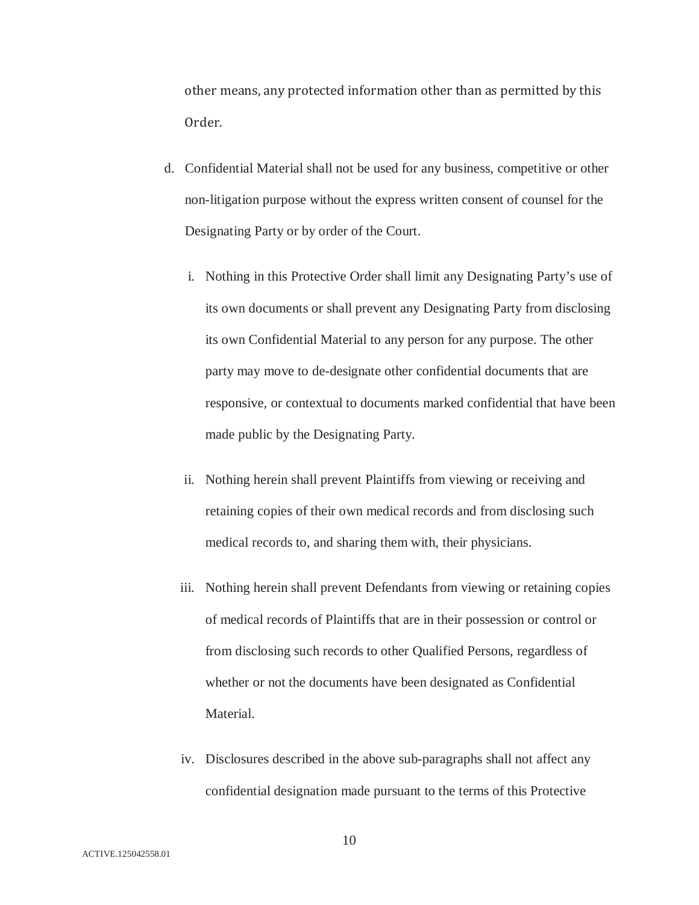other means, any protected information other than as permitted by this Order.

d. Confidential Material shall not be used for any business, competitive or other non-litigation purpose without the express written consent of counsel for the Designating Party or by order of the Court.

   i. Nothing in this Protective Order shall limit any Designating Party's use of its own documents or shall prevent any Designating Party from disclosing its own Confidential Material to any person for any purpose. The other party may move to de-designate other confidential documents that are responsive, or contextual to documents marked confidential that have been made public by the Designating Party.

   ii. Nothing herein shall prevent Plaintiffs from viewing or receiving and retaining copies of their own medical records and from disclosing such medical records to, and sharing them with, their physicians.

   iii. Nothing herein shall prevent Defendants from viewing or retaining copies of medical records of Plaintiffs that are in their possession or control or from disclosing such records to other Qualified Persons, regardless of whether or not the documents have been designated as Confidential Material.

   iv. Disclosures described in the above sub-paragraphs shall not affect any confidential designation made pursuant to the terms of this Protective

ACTIVE.125042558.01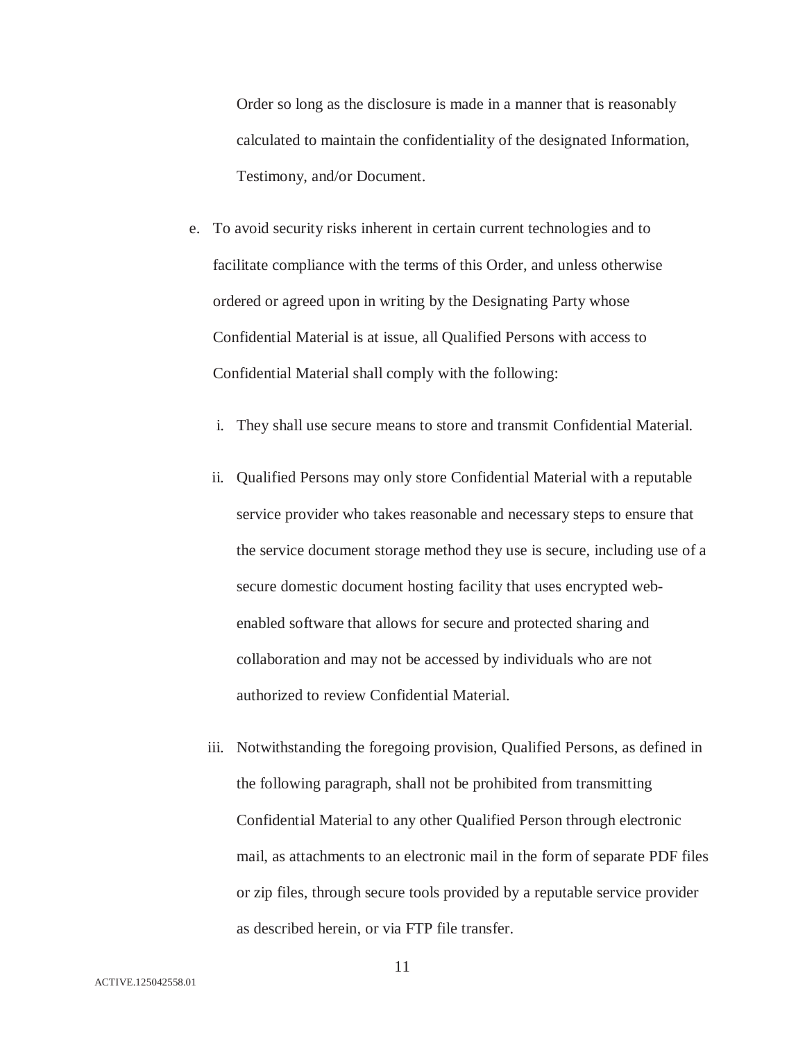Order so long as the disclosure is made in a manner that is reasonably calculated to maintain the confidentiality of the designated Information, Testimony, and/or Document.

e. To avoid security risks inherent in certain current technologies and to facilitate compliance with the terms of this Order, and unless otherwise ordered or agreed upon in writing by the Designating Party whose Confidential Material is at issue, all Qualified Persons with access to Confidential Material shall comply with the following:

   i. They shall use secure means to store and transmit Confidential Material.

   ii. Qualified Persons may only store Confidential Material with a reputable service provider who takes reasonable and necessary steps to ensure that the service document storage method they use is secure, including use of a secure domestic document hosting facility that uses encrypted web-enabled software that allows for secure and protected sharing and collaboration and may not be accessed by individuals who are not authorized to review Confidential Material.

   iii. Notwithstanding the foregoing provision, Qualified Persons, as defined in the following paragraph, shall not be prohibited from transmitting Confidential Material to any other Qualified Person through electronic mail, as attachments to an electronic mail in the form of separate PDF files or zip files, through secure tools provided by a reputable service provider as described herein, or via FTP file transfer.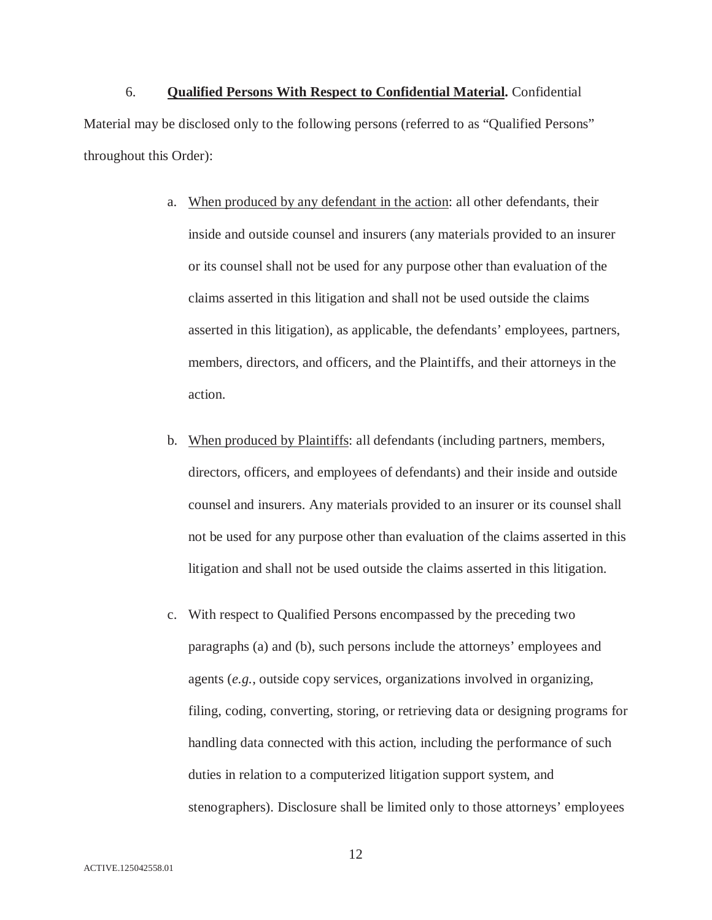6. **<u>Qualified Persons With Respect to Confidential Material</u>.** Confidential Material may be disclosed only to the following persons (referred to as "Qualified Persons" throughout this Order):

a. <u>When produced by any defendant in the action</u>: all other defendants, their inside and outside counsel and insurers (any materials provided to an insurer or its counsel shall not be used for any purpose other than evaluation of the claims asserted in this litigation and shall not be used outside the claims asserted in this litigation), as applicable, the defendants' employees, partners, members, directors, and officers, and the Plaintiffs, and their attorneys in the action.

b. <u>When produced by Plaintiffs</u>: all defendants (including partners, members, directors, officers, and employees of defendants) and their inside and outside counsel and insurers. Any materials provided to an insurer or its counsel shall not be used for any purpose other than evaluation of the claims asserted in this litigation and shall not be used outside the claims asserted in this litigation.

c. With respect to Qualified Persons encompassed by the preceding two paragraphs (a) and (b), such persons include the attorneys' employees and agents (*e.g.*, outside copy services, organizations involved in organizing, filing, coding, converting, storing, or retrieving data or designing programs for handling data connected with this action, including the performance of such duties in relation to a computerized litigation support system, and stenographers). Disclosure shall be limited only to those attorneys' employees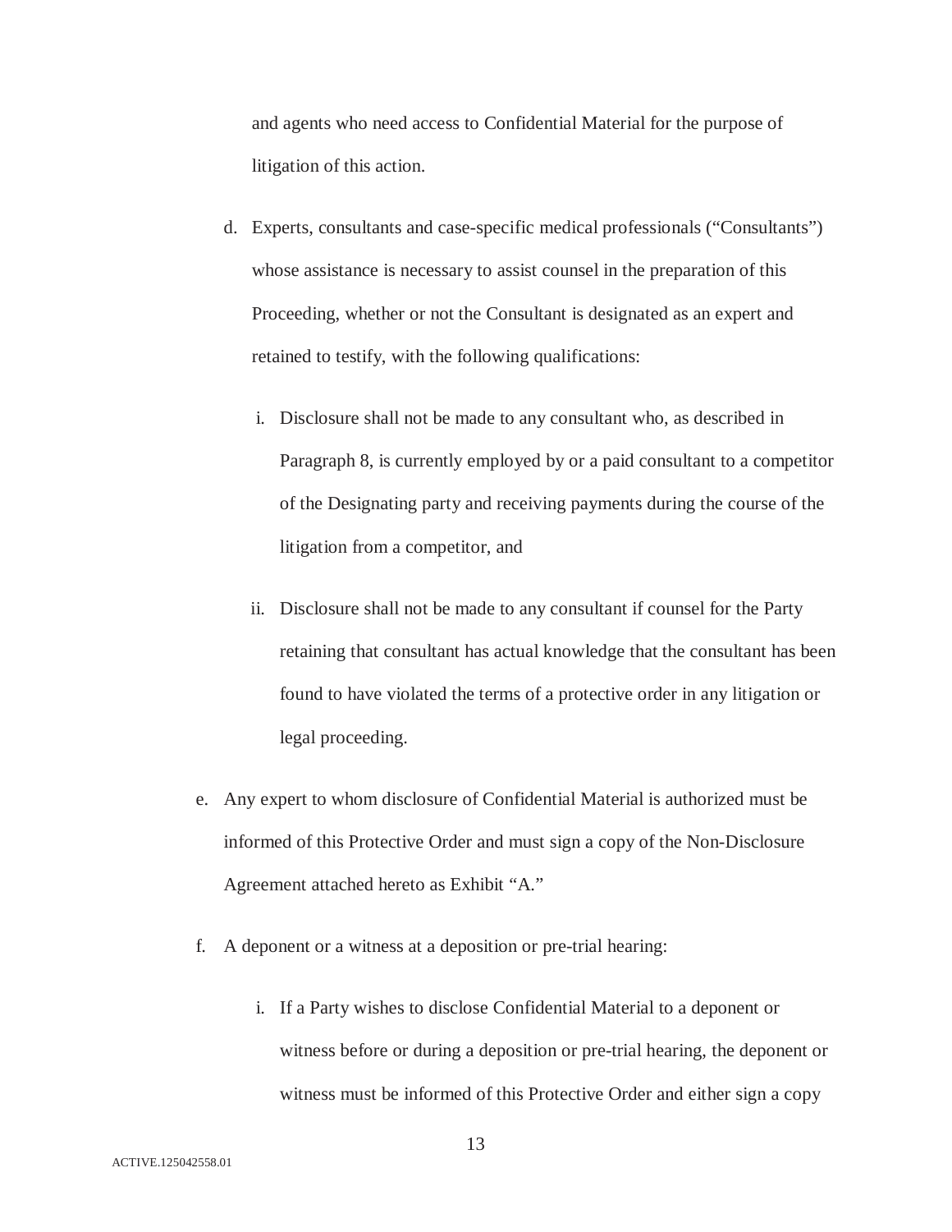and agents who need access to Confidential Material for the purpose of litigation of this action.

d. Experts, consultants and case-specific medical professionals ("Consultants") whose assistance is necessary to assist counsel in the preparation of this Proceeding, whether or not the Consultant is designated as an expert and retained to testify, with the following qualifications:

   i. Disclosure shall not be made to any consultant who, as described in Paragraph 8, is currently employed by or a paid consultant to a competitor of the Designating party and receiving payments during the course of the litigation from a competitor, and

   ii. Disclosure shall not be made to any consultant if counsel for the Party retaining that consultant has actual knowledge that the consultant has been found to have violated the terms of a protective order in any litigation or legal proceeding.

e. Any expert to whom disclosure of Confidential Material is authorized must be informed of this Protective Order and must sign a copy of the Non-Disclosure Agreement attached hereto as Exhibit "A."

f. A deponent or a witness at a deposition or pre-trial hearing:

   i. If a Party wishes to disclose Confidential Material to a deponent or witness before or during a deposition or pre-trial hearing, the deponent or witness must be informed of this Protective Order and either sign a copy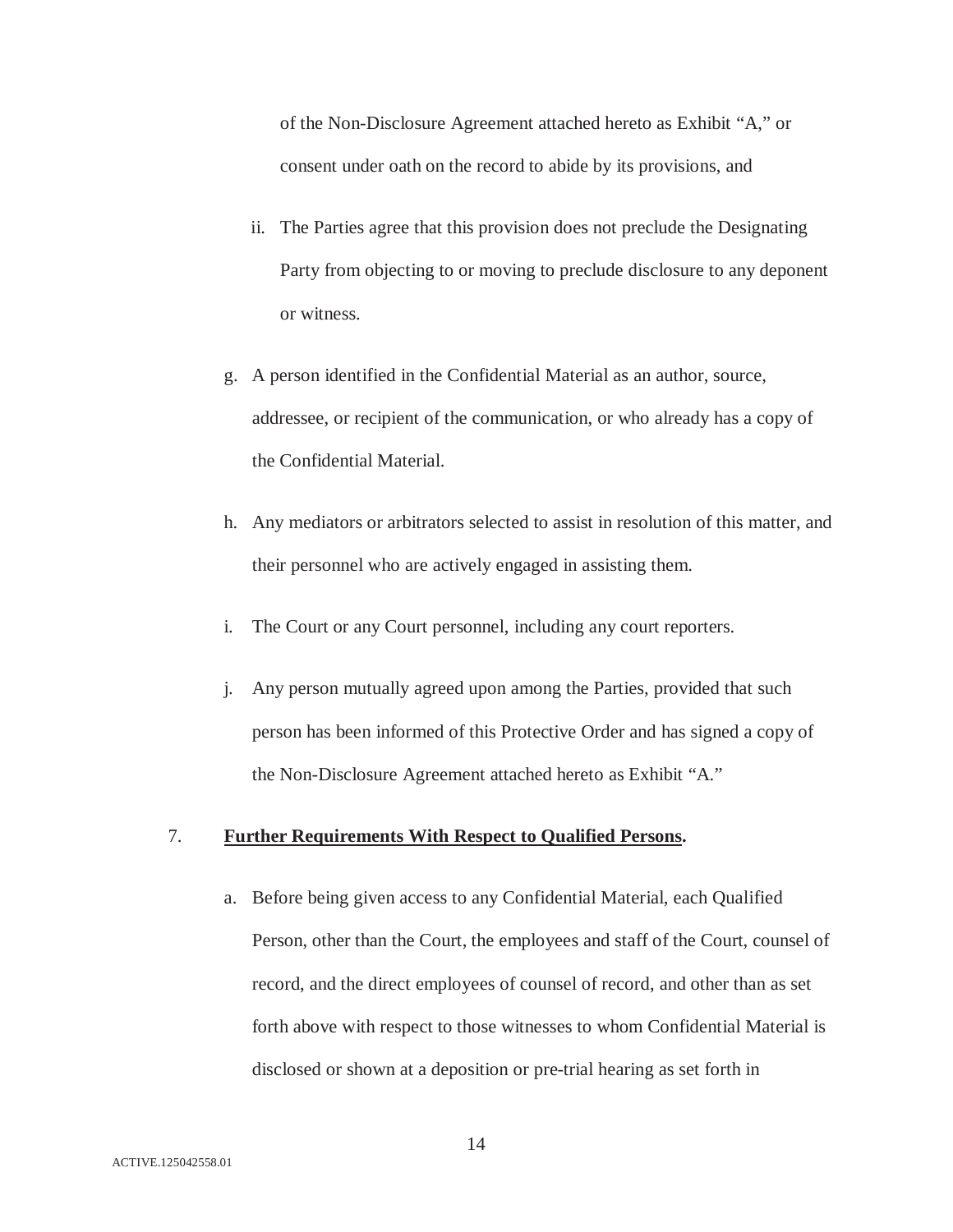of the Non-Disclosure Agreement attached hereto as Exhibit "A," or consent under oath on the record to abide by its provisions, and

ii. The Parties agree that this provision does not preclude the Designating Party from objecting to or moving to preclude disclosure to any deponent or witness.

g. A person identified in the Confidential Material as an author, source, addressee, or recipient of the communication, or who already has a copy of the Confidential Material.

h. Any mediators or arbitrators selected to assist in resolution of this matter, and their personnel who are actively engaged in assisting them.

i. The Court or any Court personnel, including any court reporters.

j. Any person mutually agreed upon among the Parties, provided that such person has been informed of this Protective Order and has signed a copy of the Non-Disclosure Agreement attached hereto as Exhibit "A."

7. **Further Requirements With Respect to Qualified Persons.**

a. Before being given access to any Confidential Material, each Qualified Person, other than the Court, the employees and staff of the Court, counsel of record, and the direct employees of counsel of record, and other than as set forth above with respect to those witnesses to whom Confidential Material is disclosed or shown at a deposition or pre-trial hearing as set forth in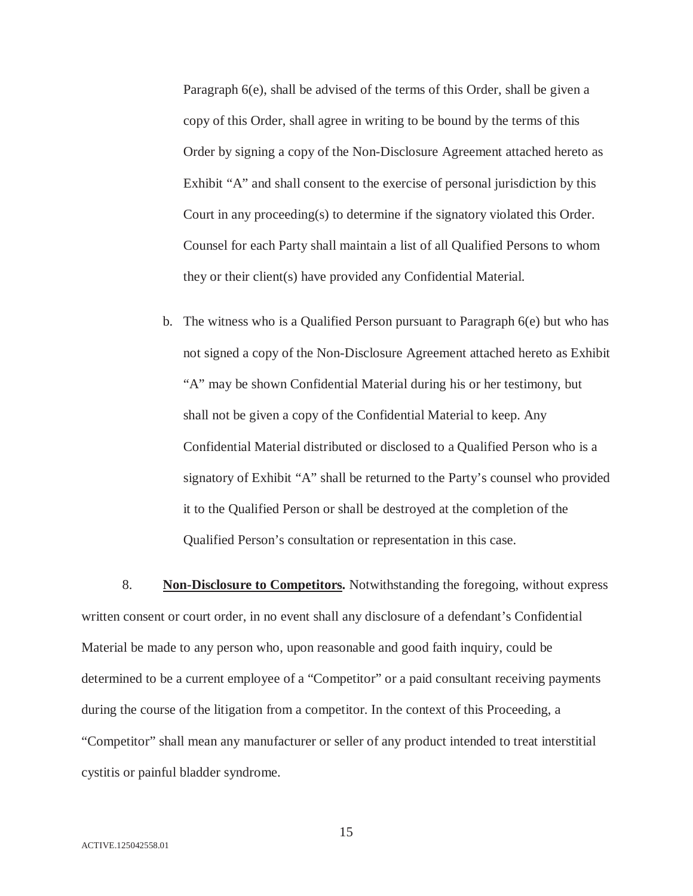Paragraph 6(e), shall be advised of the terms of this Order, shall be given a copy of this Order, shall agree in writing to be bound by the terms of this Order by signing a copy of the Non-Disclosure Agreement attached hereto as Exhibit “A” and shall consent to the exercise of personal jurisdiction by this Court in any proceeding(s) to determine if the signatory violated this Order. Counsel for each Party shall maintain a list of all Qualified Persons to whom they or their client(s) have provided any Confidential Material.

b. The witness who is a Qualified Person pursuant to Paragraph 6(e) but who has not signed a copy of the Non-Disclosure Agreement attached hereto as Exhibit “A” may be shown Confidential Material during his or her testimony, but shall not be given a copy of the Confidential Material to keep. Any Confidential Material distributed or disclosed to a Qualified Person who is a signatory of Exhibit “A” shall be returned to the Party’s counsel who provided it to the Qualified Person or shall be destroyed at the completion of the Qualified Person’s consultation or representation in this case.

8. **Non-Disclosure to Competitors.** Notwithstanding the foregoing, without express written consent or court order, in no event shall any disclosure of a defendant’s Confidential Material be made to any person who, upon reasonable and good faith inquiry, could be determined to be a current employee of a “Competitor” or a paid consultant receiving payments during the course of the litigation from a competitor. In the context of this Proceeding, a “Competitor” shall mean any manufacturer or seller of any product intended to treat interstitial cystitis or painful bladder syndrome.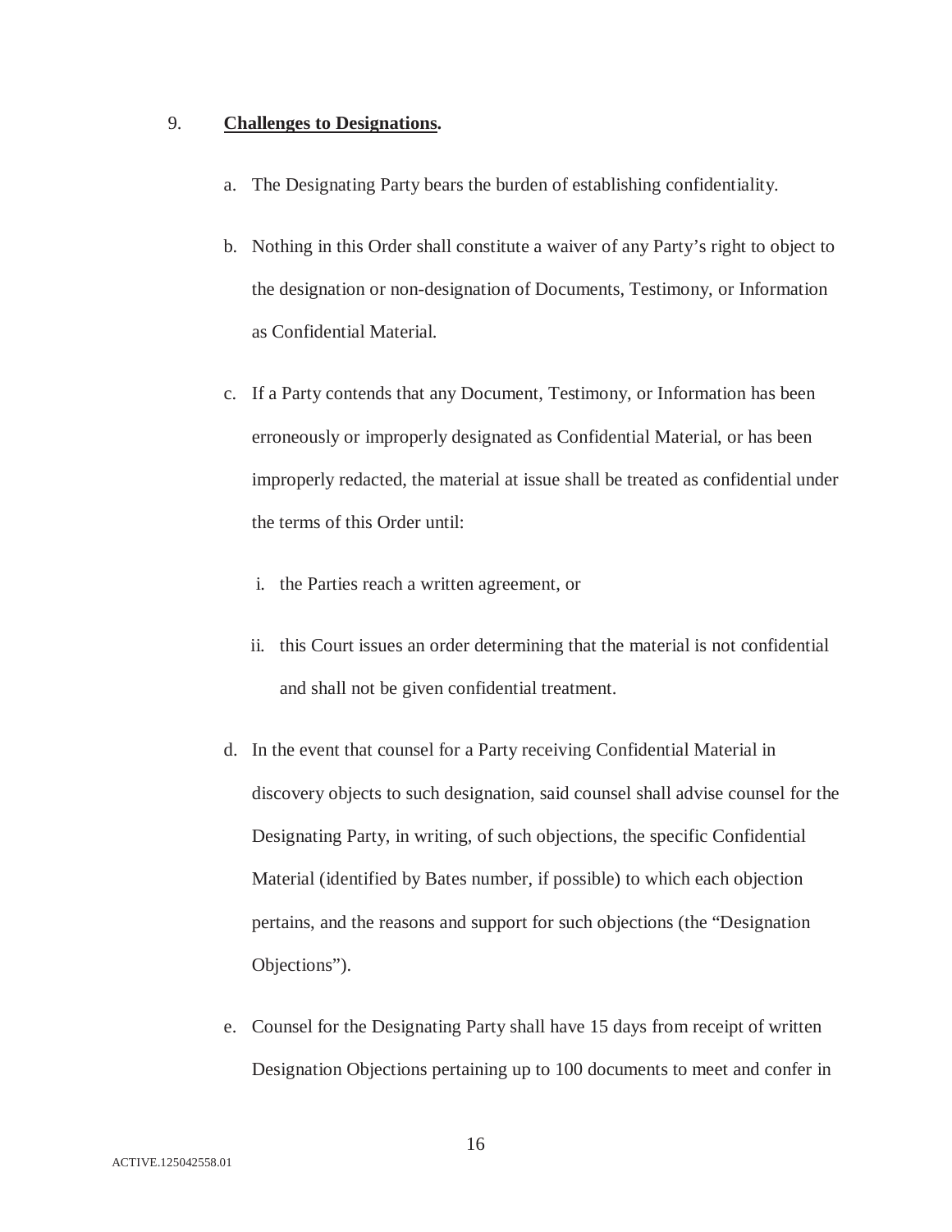9. **Challenges to Designations.**

a. The Designating Party bears the burden of establishing confidentiality.

b. Nothing in this Order shall constitute a waiver of any Party's right to object to the designation or non-designation of Documents, Testimony, or Information as Confidential Material.

c. If a Party contends that any Document, Testimony, or Information has been erroneously or improperly designated as Confidential Material, or has been improperly redacted, the material at issue shall be treated as confidential under the terms of this Order until:

   i. the Parties reach a written agreement, or

   ii. this Court issues an order determining that the material is not confidential and shall not be given confidential treatment.

d. In the event that counsel for a Party receiving Confidential Material in discovery objects to such designation, said counsel shall advise counsel for the Designating Party, in writing, of such objections, the specific Confidential Material (identified by Bates number, if possible) to which each objection pertains, and the reasons and support for such objections (the "Designation Objections").

e. Counsel for the Designating Party shall have 15 days from receipt of written Designation Objections pertaining up to 100 documents to meet and confer in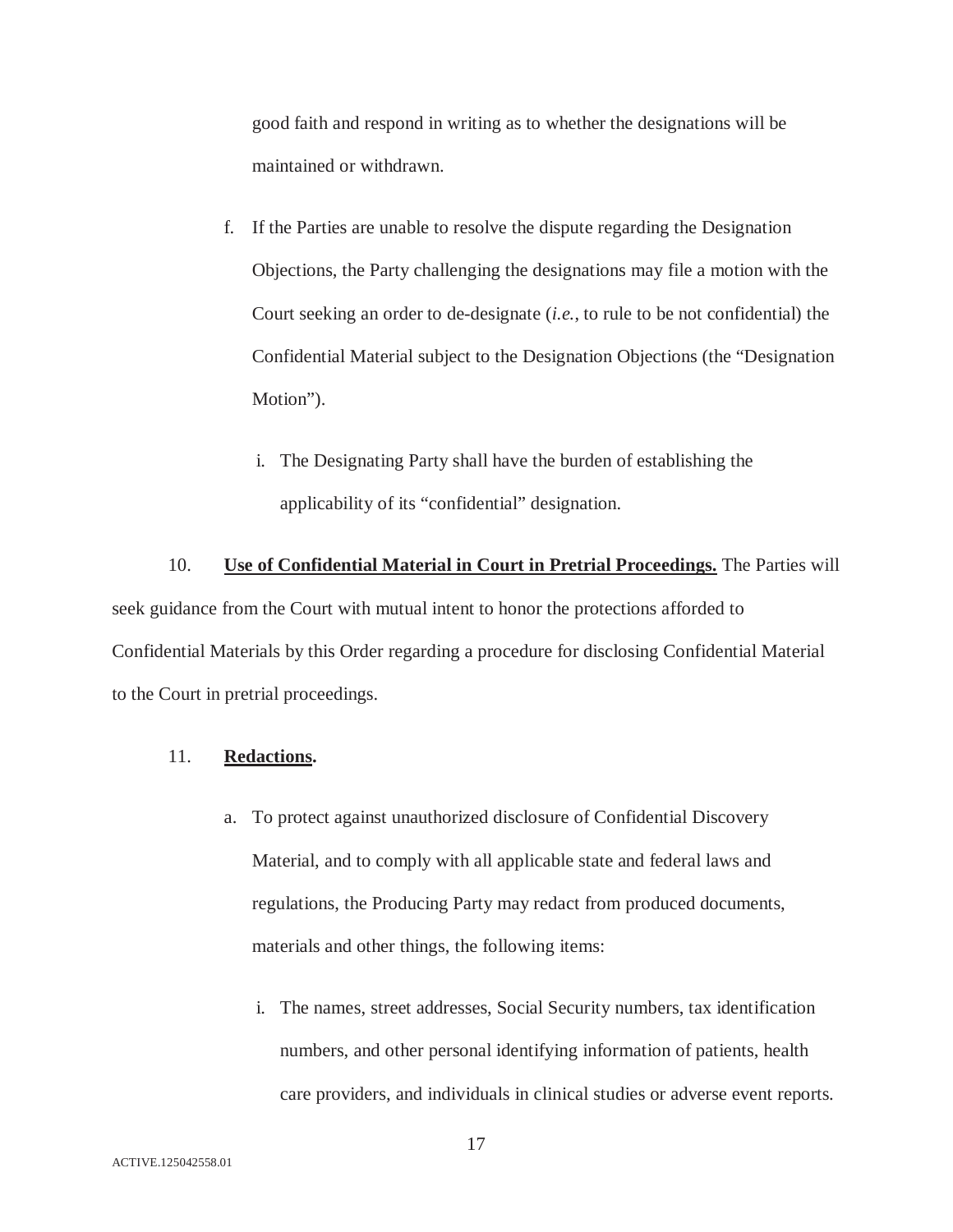good faith and respond in writing as to whether the designations will be maintained or withdrawn.

f. If the Parties are unable to resolve the dispute regarding the Designation Objections, the Party challenging the designations may file a motion with the Court seeking an order to de-designate (*i.e.*, to rule to be not confidential) the Confidential Material subject to the Designation Objections (the "Designation Motion").

   i. The Designating Party shall have the burden of establishing the applicability of its "confidential" designation.

10. **Use of Confidential Material in Court in Pretrial Proceedings.** The Parties will seek guidance from the Court with mutual intent to honor the protections afforded to Confidential Materials by this Order regarding a procedure for disclosing Confidential Material to the Court in pretrial proceedings.

11. **Redactions.**

a. To protect against unauthorized disclosure of Confidential Discovery Material, and to comply with all applicable state and federal laws and regulations, the Producing Party may redact from produced documents, materials and other things, the following items:

   i. The names, street addresses, Social Security numbers, tax identification numbers, and other personal identifying information of patients, health care providers, and individuals in clinical studies or adverse event reports.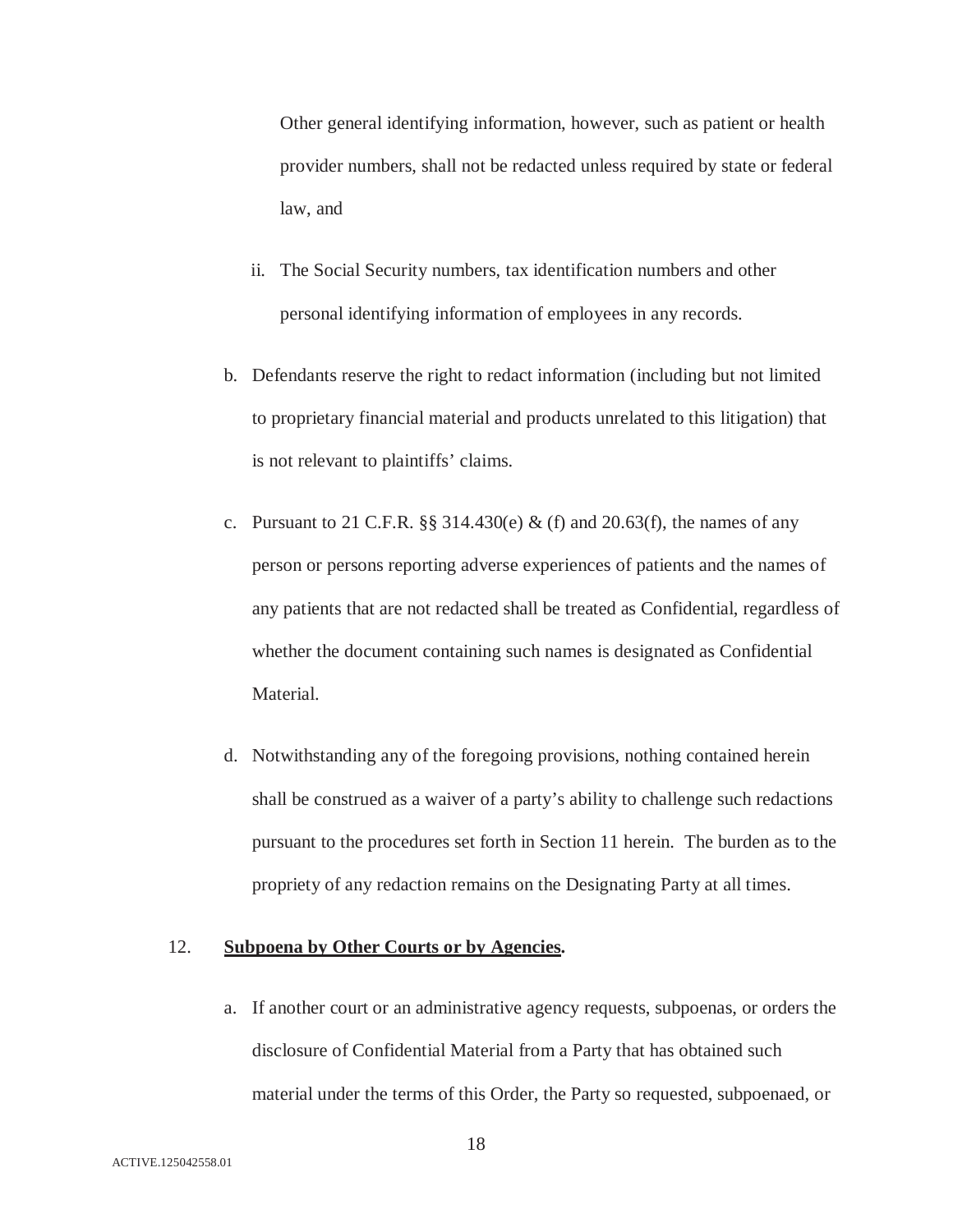Other general identifying information, however, such as patient or health provider numbers, shall not be redacted unless required by state or federal law, and

ii. The Social Security numbers, tax identification numbers and other personal identifying information of employees in any records.

b. Defendants reserve the right to redact information (including but not limited to proprietary financial material and products unrelated to this litigation) that is not relevant to plaintiffs' claims.

c. Pursuant to 21 C.F.R. §§ 314.430(e) & (f) and 20.63(f), the names of any person or persons reporting adverse experiences of patients and the names of any patients that are not redacted shall be treated as Confidential, regardless of whether the document containing such names is designated as Confidential Material.

d. Notwithstanding any of the foregoing provisions, nothing contained herein shall be construed as a waiver of a party's ability to challenge such redactions pursuant to the procedures set forth in Section 11 herein. The burden as to the propriety of any redaction remains on the Designating Party at all times.

12. **Subpoena by Other Courts or by Agencies.**

a. If another court or an administrative agency requests, subpoenas, or orders the disclosure of Confidential Material from a Party that has obtained such material under the terms of this Order, the Party so requested, subpoenaed, or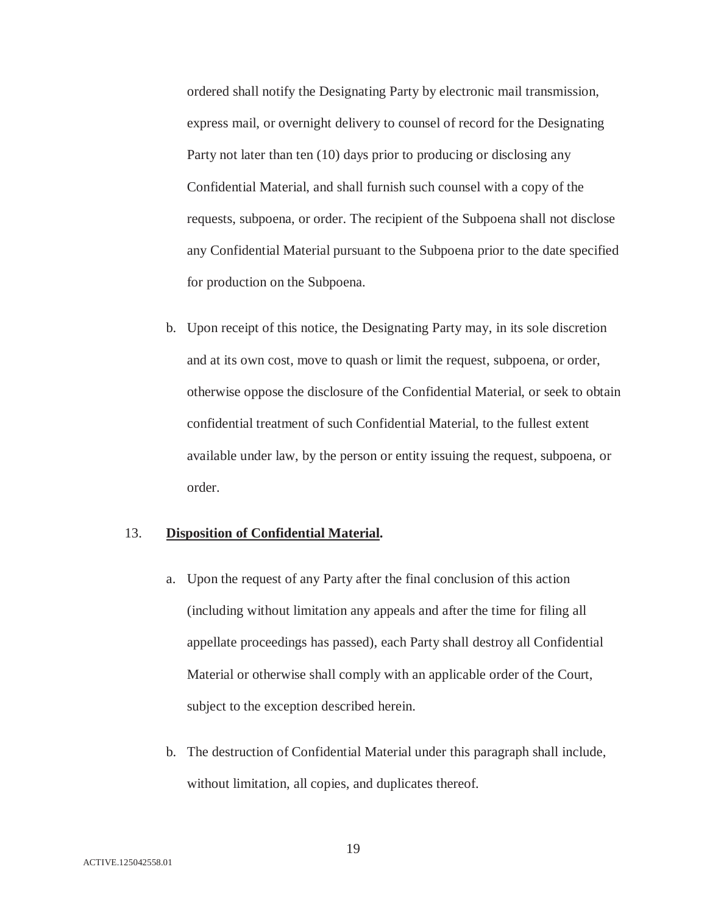ordered shall notify the Designating Party by electronic mail transmission, express mail, or overnight delivery to counsel of record for the Designating Party not later than ten (10) days prior to producing or disclosing any Confidential Material, and shall furnish such counsel with a copy of the requests, subpoena, or order. The recipient of the Subpoena shall not disclose any Confidential Material pursuant to the Subpoena prior to the date specified for production on the Subpoena.

b. Upon receipt of this notice, the Designating Party may, in its sole discretion and at its own cost, move to quash or limit the request, subpoena, or order, otherwise oppose the disclosure of the Confidential Material, or seek to obtain confidential treatment of such Confidential Material, to the fullest extent available under law, by the person or entity issuing the request, subpoena, or order.

13. **Disposition of Confidential Material.**

a. Upon the request of any Party after the final conclusion of this action (including without limitation any appeals and after the time for filing all appellate proceedings has passed), each Party shall destroy all Confidential Material or otherwise shall comply with an applicable order of the Court, subject to the exception described herein.

b. The destruction of Confidential Material under this paragraph shall include, without limitation, all copies, and duplicates thereof.

ACTIVE.125042558.01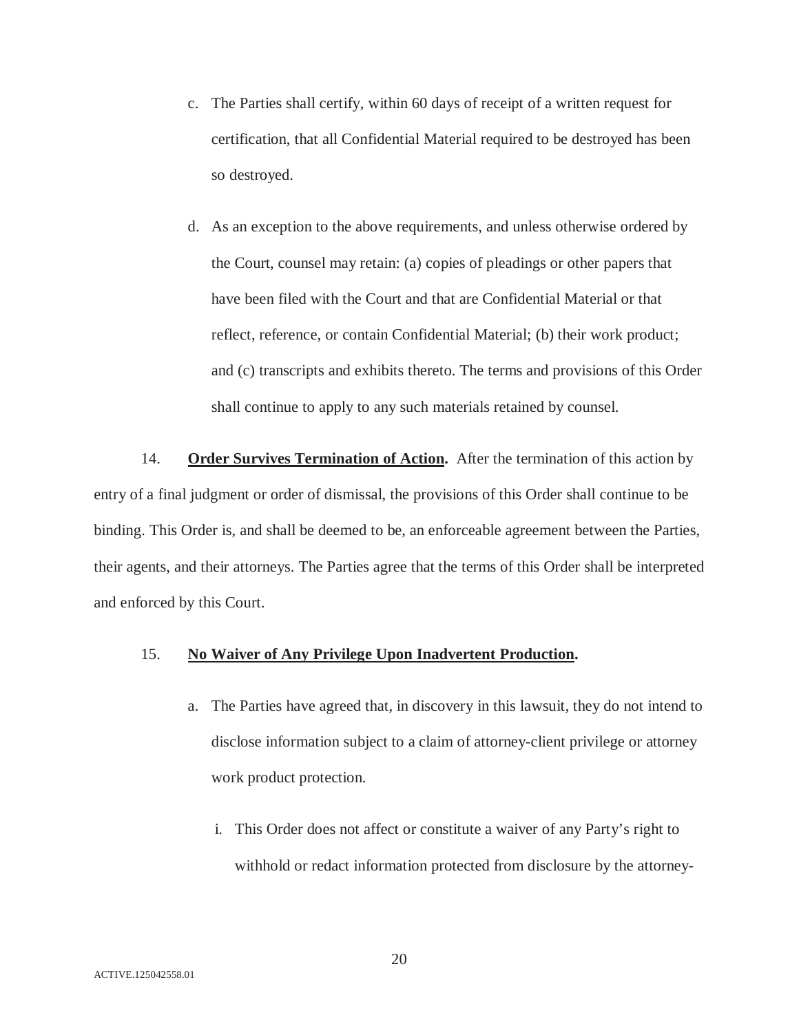c. The Parties shall certify, within 60 days of receipt of a written request for certification, that all Confidential Material required to be destroyed has been so destroyed.

d. As an exception to the above requirements, and unless otherwise ordered by the Court, counsel may retain: (a) copies of pleadings or other papers that have been filed with the Court and that are Confidential Material or that reflect, reference, or contain Confidential Material; (b) their work product; and (c) transcripts and exhibits thereto. The terms and provisions of this Order shall continue to apply to any such materials retained by counsel.

14. **Order Survives Termination of Action.** After the termination of this action by entry of a final judgment or order of dismissal, the provisions of this Order shall continue to be binding. This Order is, and shall be deemed to be, an enforceable agreement between the Parties, their agents, and their attorneys. The Parties agree that the terms of this Order shall be interpreted and enforced by this Court.

15. **No Waiver of Any Privilege Upon Inadvertent Production.**

a. The Parties have agreed that, in discovery in this lawsuit, they do not intend to disclose information subject to a claim of attorney-client privilege or attorney work product protection.

i. This Order does not affect or constitute a waiver of any Party's right to withhold or redact information protected from disclosure by the attorney-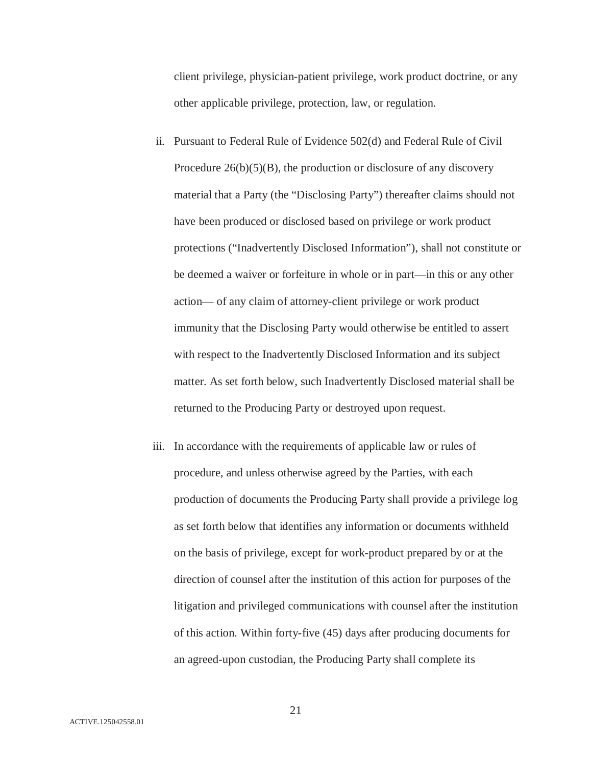client privilege, physician-patient privilege, work product doctrine, or any other applicable privilege, protection, law, or regulation.

ii. Pursuant to Federal Rule of Evidence 502(d) and Federal Rule of Civil Procedure 26(b)(5)(B), the production or disclosure of any discovery material that a Party (the "Disclosing Party") thereafter claims should not have been produced or disclosed based on privilege or work product protections ("Inadvertently Disclosed Information"), shall not constitute or be deemed a waiver or forfeiture in whole or in part—in this or any other action— of any claim of attorney-client privilege or work product immunity that the Disclosing Party would otherwise be entitled to assert with respect to the Inadvertently Disclosed Information and its subject matter. As set forth below, such Inadvertently Disclosed material shall be returned to the Producing Party or destroyed upon request.

iii. In accordance with the requirements of applicable law or rules of procedure, and unless otherwise agreed by the Parties, with each production of documents the Producing Party shall provide a privilege log as set forth below that identifies any information or documents withheld on the basis of privilege, except for work-product prepared by or at the direction of counsel after the institution of this action for purposes of the litigation and privileged communications with counsel after the institution of this action. Within forty-five (45) days after producing documents for an agreed-upon custodian, the Producing Party shall complete its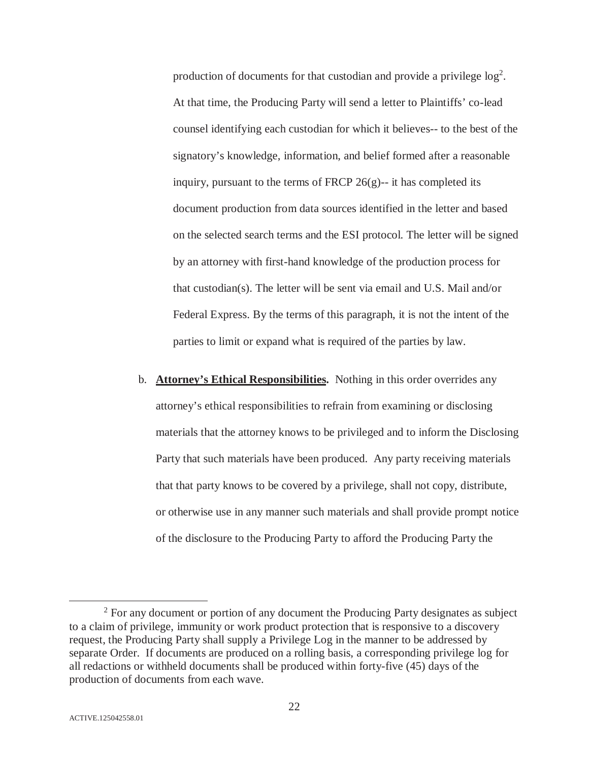production of documents for that custodian and provide a privilege log[2]. At that time, the Producing Party will send a letter to Plaintiffs' co-lead counsel identifying each custodian for which it believes-- to the best of the signatory's knowledge, information, and belief formed after a reasonable inquiry, pursuant to the terms of FRCP 26(g)-- it has completed its document production from data sources identified in the letter and based on the selected search terms and the ESI protocol. The letter will be signed by an attorney with first-hand knowledge of the production process for that custodian(s). The letter will be sent via email and U.S. Mail and/or Federal Express. By the terms of this paragraph, it is not the intent of the parties to limit or expand what is required of the parties by law.

b. **<u>Attorney's Ethical Responsibilities</u>.** Nothing in this order overrides any attorney's ethical responsibilities to refrain from examining or disclosing materials that the attorney knows to be privileged and to inform the Disclosing Party that such materials have been produced. Any party receiving materials that that party knows to be covered by a privilege, shall not copy, distribute, or otherwise use in any manner such materials and shall provide prompt notice of the disclosure to the Producing Party to afford the Producing Party the

---

[2] For any document or portion of any document the Producing Party designates as subject to a claim of privilege, immunity or work product protection that is responsive to a discovery request, the Producing Party shall supply a Privilege Log in the manner to be addressed by separate Order. If documents are produced on a rolling basis, a corresponding privilege log for all redactions or withheld documents shall be produced within forty-five (45) days of the production of documents from each wave.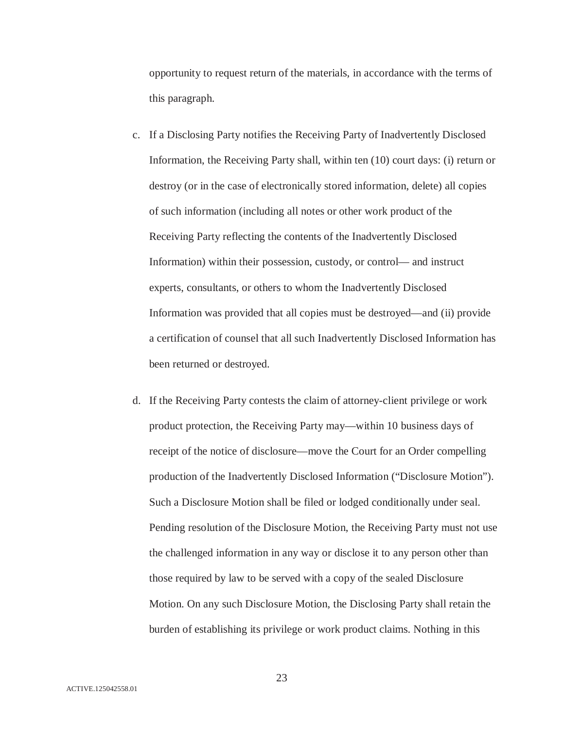opportunity to request return of the materials, in accordance with the terms of this paragraph.

c. If a Disclosing Party notifies the Receiving Party of Inadvertently Disclosed Information, the Receiving Party shall, within ten (10) court days: (i) return or destroy (or in the case of electronically stored information, delete) all copies of such information (including all notes or other work product of the Receiving Party reflecting the contents of the Inadvertently Disclosed Information) within their possession, custody, or control— and instruct experts, consultants, or others to whom the Inadvertently Disclosed Information was provided that all copies must be destroyed—and (ii) provide a certification of counsel that all such Inadvertently Disclosed Information has been returned or destroyed.

d. If the Receiving Party contests the claim of attorney-client privilege or work product protection, the Receiving Party may—within 10 business days of receipt of the notice of disclosure—move the Court for an Order compelling production of the Inadvertently Disclosed Information ("Disclosure Motion"). Such a Disclosure Motion shall be filed or lodged conditionally under seal. Pending resolution of the Disclosure Motion, the Receiving Party must not use the challenged information in any way or disclose it to any person other than those required by law to be served with a copy of the sealed Disclosure Motion. On any such Disclosure Motion, the Disclosing Party shall retain the burden of establishing its privilege or work product claims. Nothing in this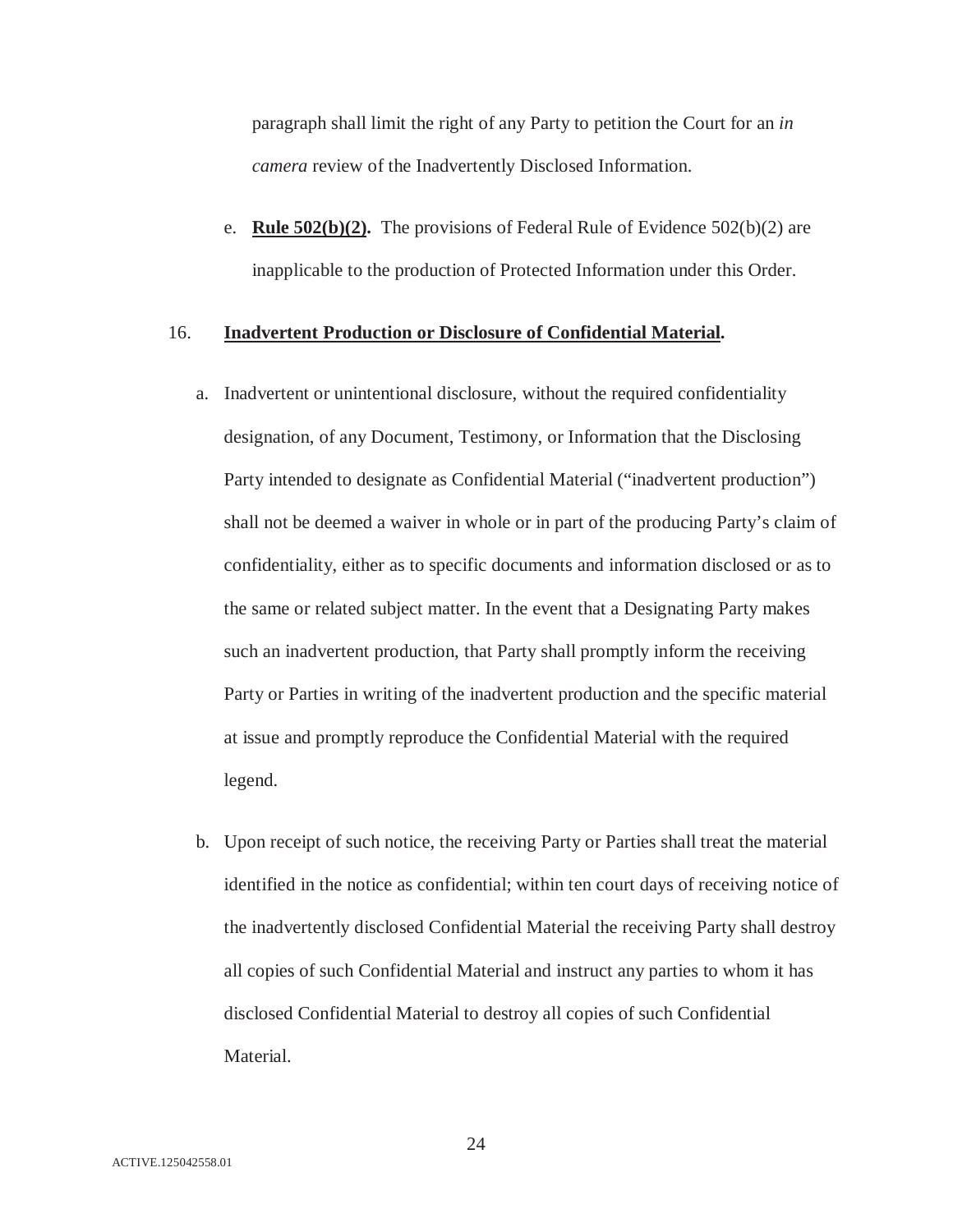paragraph shall limit the right of any Party to petition the Court for an *in camera* review of the Inadvertently Disclosed Information.

e. **Rule 502(b)(2).** The provisions of Federal Rule of Evidence 502(b)(2) are inapplicable to the production of Protected Information under this Order.

16. **Inadvertent Production or Disclosure of Confidential Material.**

a. Inadvertent or unintentional disclosure, without the required confidentiality designation, of any Document, Testimony, or Information that the Disclosing Party intended to designate as Confidential Material ("inadvertent production") shall not be deemed a waiver in whole or in part of the producing Party's claim of confidentiality, either as to specific documents and information disclosed or as to the same or related subject matter. In the event that a Designating Party makes such an inadvertent production, that Party shall promptly inform the receiving Party or Parties in writing of the inadvertent production and the specific material at issue and promptly reproduce the Confidential Material with the required legend.

b. Upon receipt of such notice, the receiving Party or Parties shall treat the material identified in the notice as confidential; within ten court days of receiving notice of the inadvertently disclosed Confidential Material the receiving Party shall destroy all copies of such Confidential Material and instruct any parties to whom it has disclosed Confidential Material to destroy all copies of such Confidential Material.

ACTIVE.125042558.01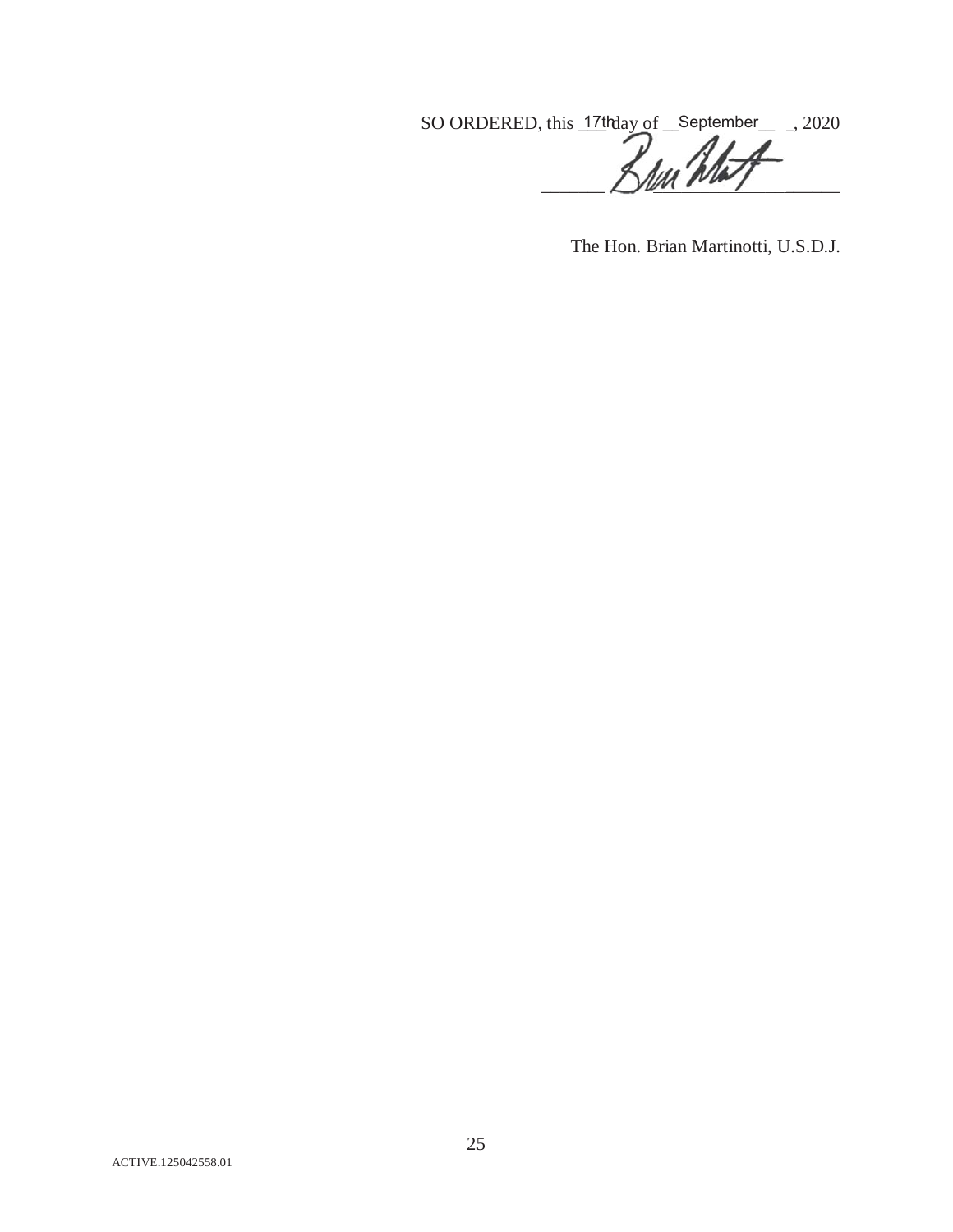SO ORDERED, this 17th day of September, 2020

______________________________

The Hon. Brian Martinotti, U.S.D.J.

ACTIVE.125042558.01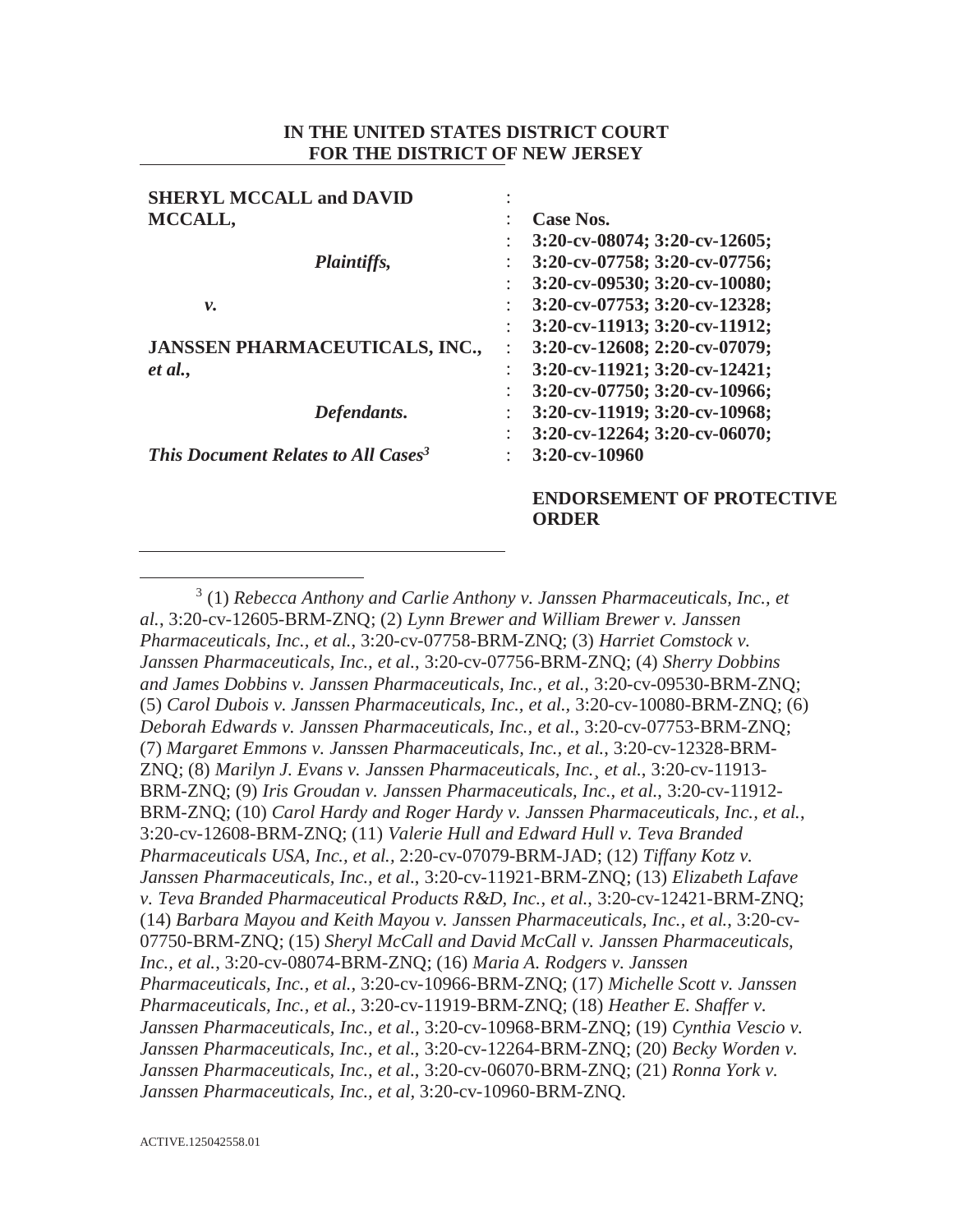**IN THE UNITED STATES DISTRICT COURT**
**FOR THE DISTRICT OF NEW JERSEY**

| | | |
|---|---|---|
| **SHERYL MCCALL and DAVID MCCALL,** | : | **Case Nos.** |
| ***Plaintiffs,*** | : | **3:20-cv-08074; 3:20-cv-12605;** |
| | : | **3:20-cv-07758; 3:20-cv-07756;** |
| ***v.*** | : | **3:20-cv-09530; 3:20-cv-10080;** |
| | : | **3:20-cv-07753; 3:20-cv-12328;** |
| **JANSSEN PHARMACEUTICALS, INC.,** ***et al.,*** | : | **3:20-cv-11913; 3:20-cv-11912;** |
| | : | **3:20-cv-12608; 2:20-cv-07079;** |
| ***Defendants.*** | : | **3:20-cv-11921; 3:20-cv-12421;** |
| | : | **3:20-cv-07750; 3:20-cv-10966;** |
| | : | **3:20-cv-11919; 3:20-cv-10968;** |
| | : | **3:20-cv-12264; 3:20-cv-06070;** |
| ***This Document Relates to All Cases[3]*** | : | **3:20-cv-10960** |

**ENDORSEMENT OF PROTECTIVE ORDER**

---

[3] (1) *Rebecca Anthony and Carlie Anthony v. Janssen Pharmaceuticals, Inc., et al.*, 3:20-cv-12605-BRM-ZNQ; (2) *Lynn Brewer and William Brewer v. Janssen Pharmaceuticals, Inc., et al.*, 3:20-cv-07758-BRM-ZNQ; (3) *Harriet Comstock v. Janssen Pharmaceuticals, Inc., et al.*, 3:20-cv-07756-BRM-ZNQ; (4) *Sherry Dobbins and James Dobbins v. Janssen Pharmaceuticals, Inc., et al.*, 3:20-cv-09530-BRM-ZNQ; (5) *Carol Dubois v. Janssen Pharmaceuticals, Inc., et al.*, 3:20-cv-10080-BRM-ZNQ; (6) *Deborah Edwards v. Janssen Pharmaceuticals, Inc., et al.*, 3:20-cv-07753-BRM-ZNQ; (7) *Margaret Emmons v. Janssen Pharmaceuticals, Inc., et al.*, 3:20-cv-12328-BRM-ZNQ; (8) *Marilyn J. Evans v. Janssen Pharmaceuticals, Inc.¸ et al.*, 3:20-cv-11913-BRM-ZNQ; (9) *Iris Groudan v. Janssen Pharmaceuticals, Inc., et al.*, 3:20-cv-11912-BRM-ZNQ; (10) *Carol Hardy and Roger Hardy v. Janssen Pharmaceuticals, Inc., et al.*, 3:20-cv-12608-BRM-ZNQ; (11) *Valerie Hull and Edward Hull v. Teva Branded Pharmaceuticals USA, Inc., et al.*, 2:20-cv-07079-BRM-JAD; (12) *Tiffany Kotz v. Janssen Pharmaceuticals, Inc., et al.*, 3:20-cv-11921-BRM-ZNQ; (13) *Elizabeth Lafave v. Teva Branded Pharmaceutical Products R&D, Inc., et al.*, 3:20-cv-12421-BRM-ZNQ; (14) *Barbara Mayou and Keith Mayou v. Janssen Pharmaceuticals, Inc., et al.*, 3:20-cv-07750-BRM-ZNQ; (15) *Sheryl McCall and David McCall v. Janssen Pharmaceuticals, Inc., et al.*, 3:20-cv-08074-BRM-ZNQ; (16) *Maria A. Rodgers v. Janssen Pharmaceuticals, Inc., et al.*, 3:20-cv-10966-BRM-ZNQ; (17) *Michelle Scott v. Janssen Pharmaceuticals, Inc., et al.*, 3:20-cv-11919-BRM-ZNQ; (18) *Heather E. Shaffer v. Janssen Pharmaceuticals, Inc., et al.*, 3:20-cv-10968-BRM-ZNQ; (19) *Cynthia Vescio v. Janssen Pharmaceuticals, Inc., et al.*, 3:20-cv-12264-BRM-ZNQ; (20) *Becky Worden v. Janssen Pharmaceuticals, Inc., et al.*, 3:20-cv-06070-BRM-ZNQ; (21) *Ronna York v. Janssen Pharmaceuticals, Inc., et al*, 3:20-cv-10960-BRM-ZNQ.

ACTIVE.125042558.01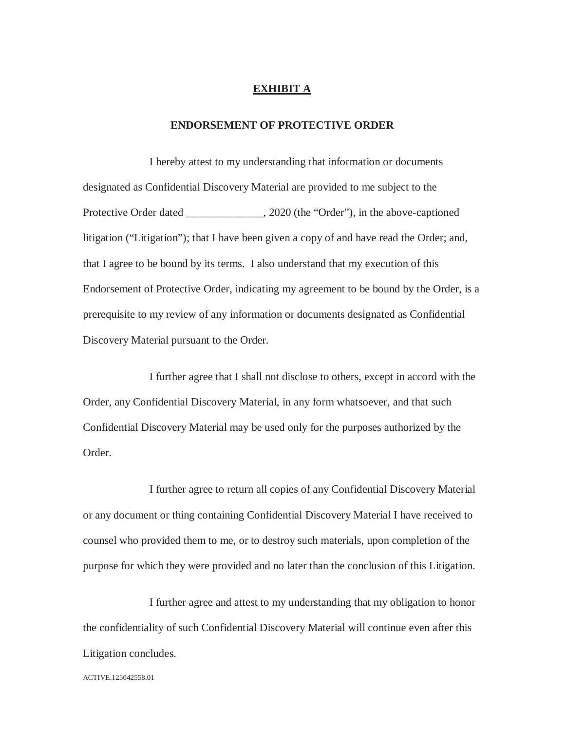**EXHIBIT A**

**ENDORSEMENT OF PROTECTIVE ORDER**

I hereby attest to my understanding that information or documents designated as Confidential Discovery Material are provided to me subject to the Protective Order dated ______________, 2020 (the "Order"), in the above-captioned litigation ("Litigation"); that I have been given a copy of and have read the Order; and, that I agree to be bound by its terms. I also understand that my execution of this Endorsement of Protective Order, indicating my agreement to be bound by the Order, is a prerequisite to my review of any information or documents designated as Confidential Discovery Material pursuant to the Order.

I further agree that I shall not disclose to others, except in accord with the Order, any Confidential Discovery Material, in any form whatsoever, and that such Confidential Discovery Material may be used only for the purposes authorized by the Order.

I further agree to return all copies of any Confidential Discovery Material or any document or thing containing Confidential Discovery Material I have received to counsel who provided them to me, or to destroy such materials, upon completion of the purpose for which they were provided and no later than the conclusion of this Litigation.

I further agree and attest to my understanding that my obligation to honor the confidentiality of such Confidential Discovery Material will continue even after this Litigation concludes.

ACTIVE.125042558.01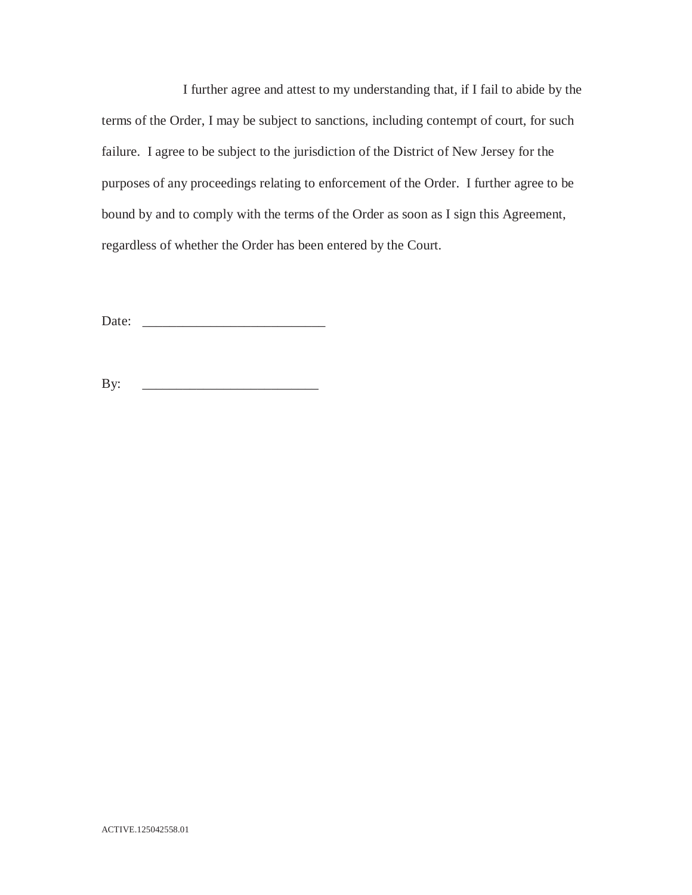I further agree and attest to my understanding that, if I fail to abide by the terms of the Order, I may be subject to sanctions, including contempt of court, for such failure. I agree to be subject to the jurisdiction of the District of New Jersey for the purposes of any proceedings relating to enforcement of the Order. I further agree to be bound by and to comply with the terms of the Order as soon as I sign this Agreement, regardless of whether the Order has been entered by the Court.

Date: ___________________________

By: __________________________

ACTIVE.125042558.01